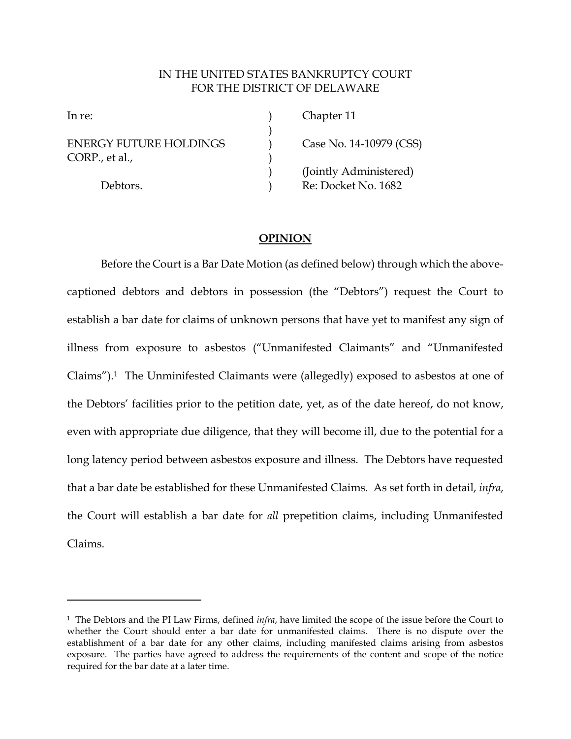IN THE UNITED STATES BANKRUPTCY COURT
FOR THE DISTRICT OF DELAWARE

| | | |
|---|---|---|
| In re: | ) | Chapter 11 |
| | ) | |
| ENERGY FUTURE HOLDINGS CORP., et al., | ) | Case No. 14-10979 (CSS) |
| | ) | (Jointly Administered) |
| Debtors. | ) | Re: Docket No. 1682 |

## **OPINION**

Before the Court is a Bar Date Motion (as defined below) through which the above-captioned debtors and debtors in possession (the "Debtors") request the Court to establish a bar date for claims of unknown persons that have yet to manifest any sign of illness from exposure to asbestos ("Unmanifested Claimants" and "Unmanifested Claims").[1] The Unminifested Claimants were (allegedly) exposed to asbestos at one of the Debtors' facilities prior to the petition date, yet, as of the date hereof, do not know, even with appropriate due diligence, that they will become ill, due to the potential for a long latency period between asbestos exposure and illness. The Debtors have requested that a bar date be established for these Unmanifested Claims. As set forth in detail, *infra*, the Court will establish a bar date for *all* prepetition claims, including Unmanifested Claims.

---

[1] The Debtors and the PI Law Firms, defined *infra*, have limited the scope of the issue before the Court to whether the Court should enter a bar date for unmanifested claims. There is no dispute over the establishment of a bar date for any other claims, including manifested claims arising from asbestos exposure. The parties have agreed to address the requirements of the content and scope of the notice required for the bar date at a later time.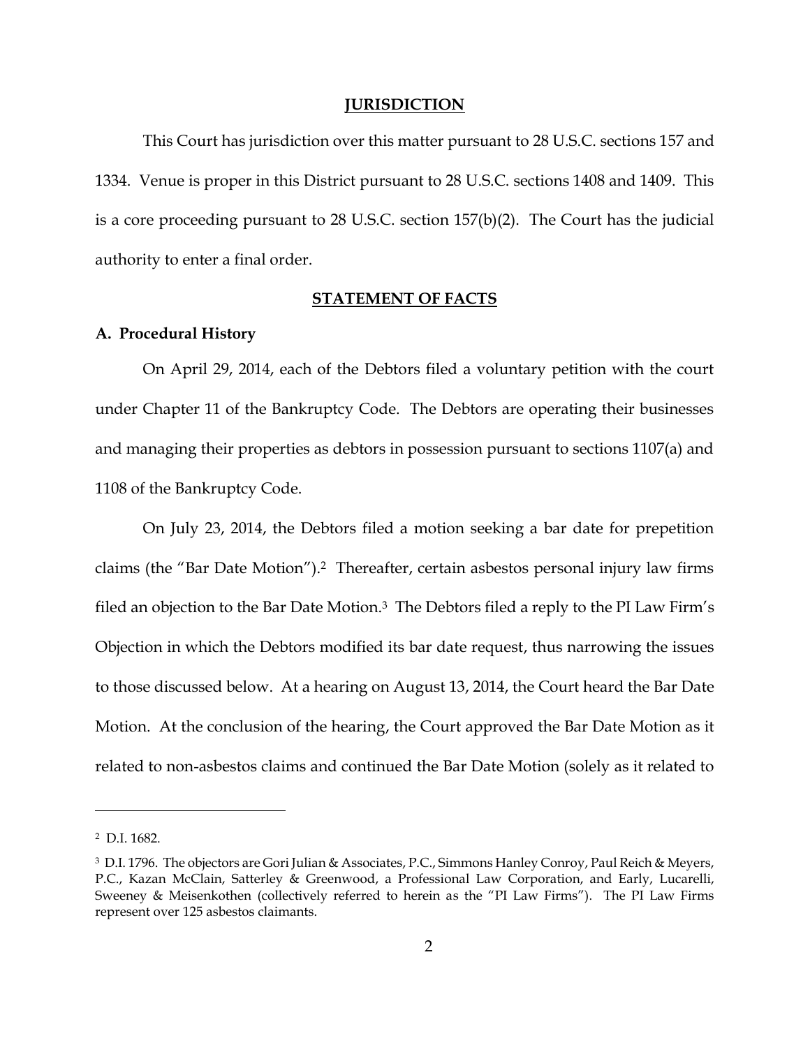## JURISDICTION

This Court has jurisdiction over this matter pursuant to 28 U.S.C. sections 157 and 1334. Venue is proper in this District pursuant to 28 U.S.C. sections 1408 and 1409. This is a core proceeding pursuant to 28 U.S.C. section 157(b)(2). The Court has the judicial authority to enter a final order.

## STATEMENT OF FACTS

### A. Procedural History

On April 29, 2014, each of the Debtors filed a voluntary petition with the court under Chapter 11 of the Bankruptcy Code. The Debtors are operating their businesses and managing their properties as debtors in possession pursuant to sections 1107(a) and 1108 of the Bankruptcy Code.

On July 23, 2014, the Debtors filed a motion seeking a bar date for prepetition claims (the "Bar Date Motion").[2] Thereafter, certain asbestos personal injury law firms filed an objection to the Bar Date Motion.[3] The Debtors filed a reply to the PI Law Firm's Objection in which the Debtors modified its bar date request, thus narrowing the issues to those discussed below. At a hearing on August 13, 2014, the Court heard the Bar Date Motion. At the conclusion of the hearing, the Court approved the Bar Date Motion as it related to non-asbestos claims and continued the Bar Date Motion (solely as it related to

---

[2] D.I. 1682.

[3] D.I. 1796. The objectors are Gori Julian & Associates, P.C., Simmons Hanley Conroy, Paul Reich & Meyers, P.C., Kazan McClain, Satterley & Greenwood, a Professional Law Corporation, and Early, Lucarelli, Sweeney & Meisenkothen (collectively referred to herein as the "PI Law Firms"). The PI Law Firms represent over 125 asbestos claimants.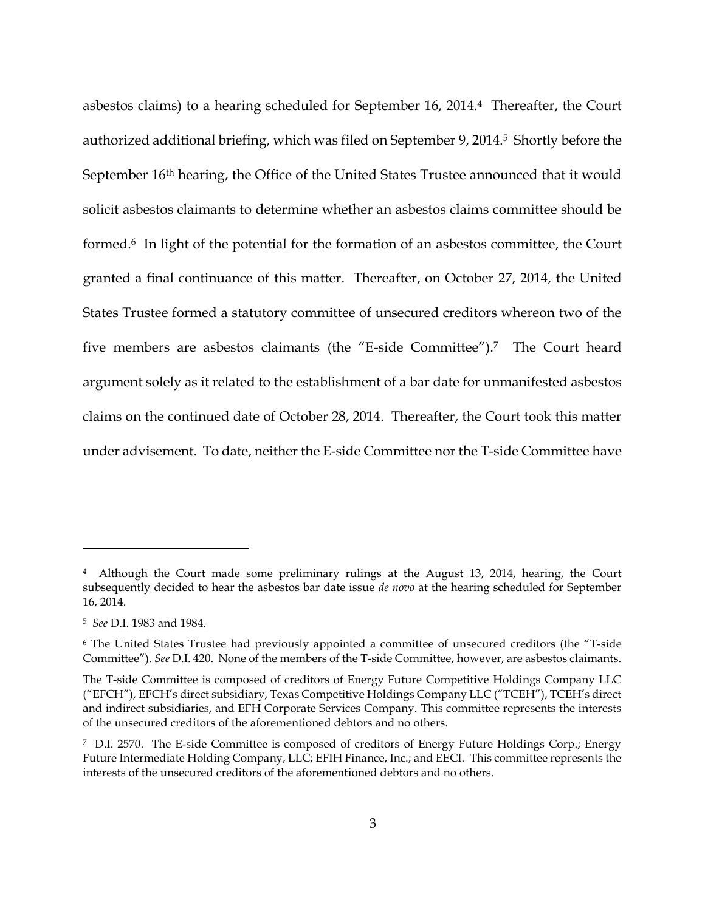asbestos claims) to a hearing scheduled for September 16, 2014.[4] Thereafter, the Court authorized additional briefing, which was filed on September 9, 2014.[5] Shortly before the September 16th hearing, the Office of the United States Trustee announced that it would solicit asbestos claimants to determine whether an asbestos claims committee should be formed.[6] In light of the potential for the formation of an asbestos committee, the Court granted a final continuance of this matter. Thereafter, on October 27, 2014, the United States Trustee formed a statutory committee of unsecured creditors whereon two of the five members are asbestos claimants (the "E-side Committee").[7] The Court heard argument solely as it related to the establishment of a bar date for unmanifested asbestos claims on the continued date of October 28, 2014. Thereafter, the Court took this matter under advisement. To date, neither the E-side Committee nor the T-side Committee have

---

[4] Although the Court made some preliminary rulings at the August 13, 2014, hearing, the Court subsequently decided to hear the asbestos bar date issue *de novo* at the hearing scheduled for September 16, 2014.

[5] *See* D.I. 1983 and 1984.

[6] The United States Trustee had previously appointed a committee of unsecured creditors (the "T-side Committee"). *See* D.I. 420. None of the members of the T-side Committee, however, are asbestos claimants.

The T-side Committee is composed of creditors of Energy Future Competitive Holdings Company LLC ("EFCH"), EFCH's direct subsidiary, Texas Competitive Holdings Company LLC ("TCEH"), TCEH's direct and indirect subsidiaries, and EFH Corporate Services Company. This committee represents the interests of the unsecured creditors of the aforementioned debtors and no others.

[7] D.I. 2570. The E-side Committee is composed of creditors of Energy Future Holdings Corp.; Energy Future Intermediate Holding Company, LLC; EFIH Finance, Inc.; and EECI. This committee represents the interests of the unsecured creditors of the aforementioned debtors and no others.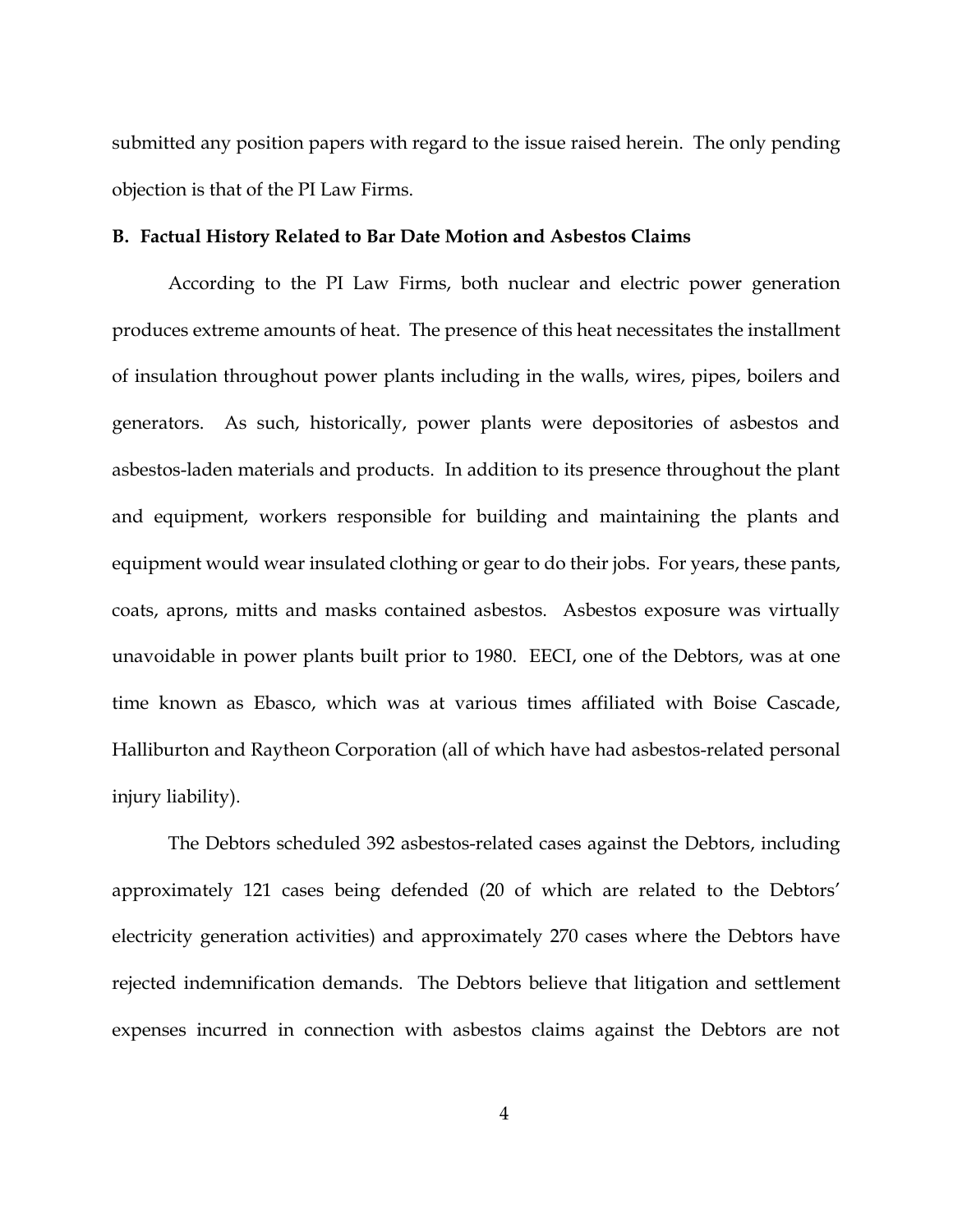submitted any position papers with regard to the issue raised herein. The only pending objection is that of the PI Law Firms.

**B. Factual History Related to Bar Date Motion and Asbestos Claims**

According to the PI Law Firms, both nuclear and electric power generation produces extreme amounts of heat. The presence of this heat necessitates the installment of insulation throughout power plants including in the walls, wires, pipes, boilers and generators. As such, historically, power plants were depositories of asbestos and asbestos-laden materials and products. In addition to its presence throughout the plant and equipment, workers responsible for building and maintaining the plants and equipment would wear insulated clothing or gear to do their jobs. For years, these pants, coats, aprons, mitts and masks contained asbestos. Asbestos exposure was virtually unavoidable in power plants built prior to 1980. EECI, one of the Debtors, was at one time known as Ebasco, which was at various times affiliated with Boise Cascade, Halliburton and Raytheon Corporation (all of which have had asbestos-related personal injury liability).

The Debtors scheduled 392 asbestos-related cases against the Debtors, including approximately 121 cases being defended (20 of which are related to the Debtors' electricity generation activities) and approximately 270 cases where the Debtors have rejected indemnification demands. The Debtors believe that litigation and settlement expenses incurred in connection with asbestos claims against the Debtors are not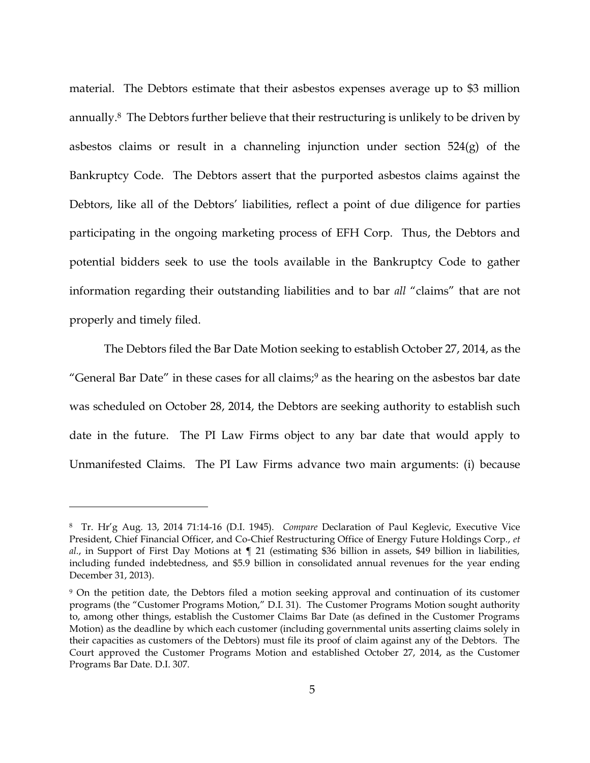material. The Debtors estimate that their asbestos expenses average up to $3 million annually.[8] The Debtors further believe that their restructuring is unlikely to be driven by asbestos claims or result in a channeling injunction under section 524(g) of the Bankruptcy Code. The Debtors assert that the purported asbestos claims against the Debtors, like all of the Debtors' liabilities, reflect a point of due diligence for parties participating in the ongoing marketing process of EFH Corp. Thus, the Debtors and potential bidders seek to use the tools available in the Bankruptcy Code to gather information regarding their outstanding liabilities and to bar *all* "claims" that are not properly and timely filed.

The Debtors filed the Bar Date Motion seeking to establish October 27, 2014, as the "General Bar Date" in these cases for all claims;[9] as the hearing on the asbestos bar date was scheduled on October 28, 2014, the Debtors are seeking authority to establish such date in the future. The PI Law Firms object to any bar date that would apply to Unmanifested Claims. The PI Law Firms advance two main arguments: (i) because

---

[8] Tr. Hr'g Aug. 13, 2014 71:14-16 (D.I. 1945). *Compare* Declaration of Paul Keglevic, Executive Vice President, Chief Financial Officer, and Co-Chief Restructuring Office of Energy Future Holdings Corp., *et al.*, in Support of First Day Motions at ¶ 21 (estimating $36 billion in assets, $49 billion in liabilities, including funded indebtedness, and $5.9 billion in consolidated annual revenues for the year ending December 31, 2013).

[9] On the petition date, the Debtors filed a motion seeking approval and continuation of its customer programs (the "Customer Programs Motion," D.I. 31). The Customer Programs Motion sought authority to, among other things, establish the Customer Claims Bar Date (as defined in the Customer Programs Motion) as the deadline by which each customer (including governmental units asserting claims solely in their capacities as customers of the Debtors) must file its proof of claim against any of the Debtors. The Court approved the Customer Programs Motion and established October 27, 2014, as the Customer Programs Bar Date. D.I. 307.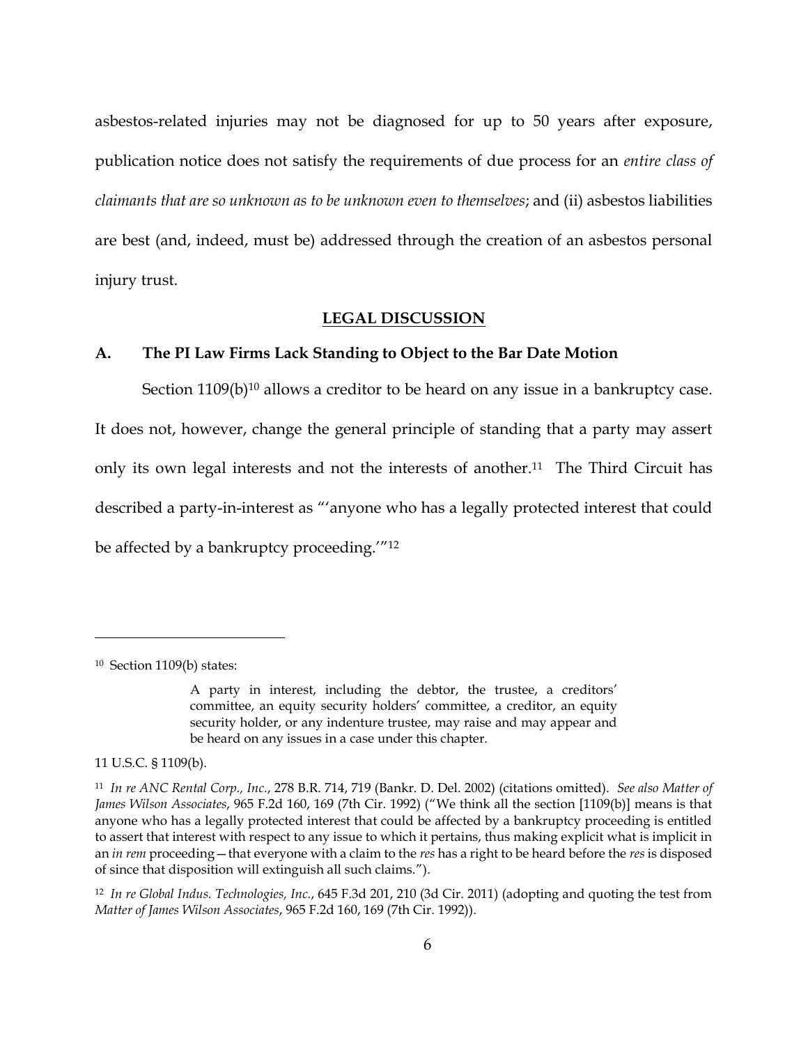asbestos-related injuries may not be diagnosed for up to 50 years after exposure, publication notice does not satisfy the requirements of due process for an *entire class of claimants that are so unknown as to be unknown even to themselves*; and (ii) asbestos liabilities are best (and, indeed, must be) addressed through the creation of an asbestos personal injury trust.

## LEGAL DISCUSSION

### A. The PI Law Firms Lack Standing to Object to the Bar Date Motion

Section 1109(b)[10] allows a creditor to be heard on any issue in a bankruptcy case. It does not, however, change the general principle of standing that a party may assert only its own legal interests and not the interests of another.[11] The Third Circuit has described a party-in-interest as "'anyone who has a legally protected interest that could be affected by a bankruptcy proceeding.'"[12]

---

[10] Section 1109(b) states:

> A party in interest, including the debtor, the trustee, a creditors' committee, an equity security holders' committee, a creditor, an equity security holder, or any indenture trustee, may raise and may appear and be heard on any issues in a case under this chapter.

11 U.S.C. § 1109(b).

[11] *In re ANC Rental Corp., Inc.*, 278 B.R. 714, 719 (Bankr. D. Del. 2002) (citations omitted). *See also Matter of James Wilson Associates*, 965 F.2d 160, 169 (7th Cir. 1992) ("We think all the section [1109(b)] means is that anyone who has a legally protected interest that could be affected by a bankruptcy proceeding is entitled to assert that interest with respect to any issue to which it pertains, thus making explicit what is implicit in an *in rem* proceeding—that everyone with a claim to the *res* has a right to be heard before the *res* is disposed of since that disposition will extinguish all such claims.").

[12] *In re Global Indus. Technologies, Inc.*, 645 F.3d 201, 210 (3d Cir. 2011) (adopting and quoting the test from *Matter of James Wilson Associates*, 965 F.2d 160, 169 (7th Cir. 1992)).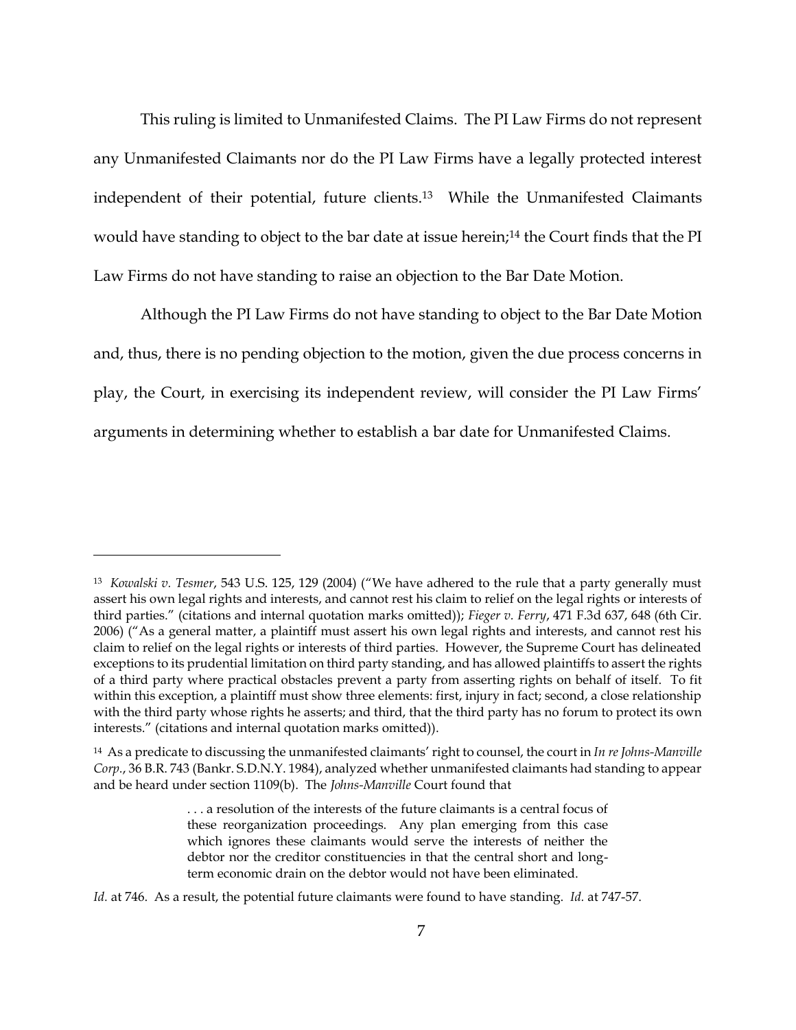This ruling is limited to Unmanifested Claims. The PI Law Firms do not represent any Unmanifested Claimants nor do the PI Law Firms have a legally protected interest independent of their potential, future clients.[13] While the Unmanifested Claimants would have standing to object to the bar date at issue herein;[14] the Court finds that the PI Law Firms do not have standing to raise an objection to the Bar Date Motion.

Although the PI Law Firms do not have standing to object to the Bar Date Motion and, thus, there is no pending objection to the motion, given the due process concerns in play, the Court, in exercising its independent review, will consider the PI Law Firms' arguments in determining whether to establish a bar date for Unmanifested Claims.

---

[13] *Kowalski v. Tesmer*, 543 U.S. 125, 129 (2004) ("We have adhered to the rule that a party generally must assert his own legal rights and interests, and cannot rest his claim to relief on the legal rights or interests of third parties." (citations and internal quotation marks omitted)); *Fieger v. Ferry*, 471 F.3d 637, 648 (6th Cir. 2006) ("As a general matter, a plaintiff must assert his own legal rights and interests, and cannot rest his claim to relief on the legal rights or interests of third parties. However, the Supreme Court has delineated exceptions to its prudential limitation on third party standing, and has allowed plaintiffs to assert the rights of a third party where practical obstacles prevent a party from asserting rights on behalf of itself. To fit within this exception, a plaintiff must show three elements: first, injury in fact; second, a close relationship with the third party whose rights he asserts; and third, that the third party has no forum to protect its own interests." (citations and internal quotation marks omitted)).

[14] As a predicate to discussing the unmanifested claimants' right to counsel, the court in *In re Johns-Manville Corp.*, 36 B.R. 743 (Bankr. S.D.N.Y. 1984), analyzed whether unmanifested claimants had standing to appear and be heard under section 1109(b). The *Johns-Manville* Court found that

> . . . a resolution of the interests of the future claimants is a central focus of these reorganization proceedings. Any plan emerging from this case which ignores these claimants would serve the interests of neither the debtor nor the creditor constituencies in that the central short and long-term economic drain on the debtor would not have been eliminated.

*Id.* at 746. As a result, the potential future claimants were found to have standing. *Id.* at 747-57.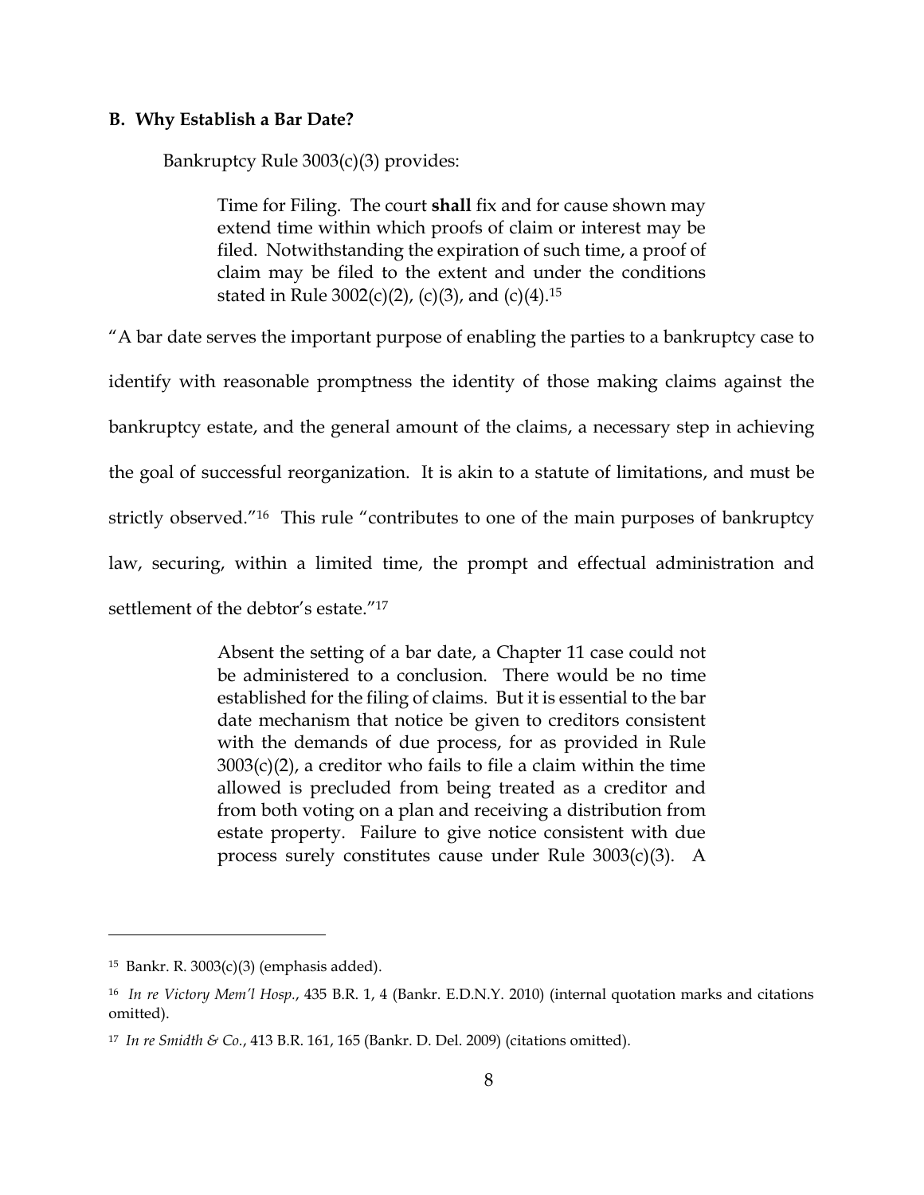**B. Why Establish a Bar Date?**

Bankruptcy Rule 3003(c)(3) provides:

> Time for Filing. The court **shall** fix and for cause shown may extend time within which proofs of claim or interest may be filed. Notwithstanding the expiration of such time, a proof of claim may be filed to the extent and under the conditions stated in Rule 3002(c)(2), (c)(3), and (c)(4).[15]

"A bar date serves the important purpose of enabling the parties to a bankruptcy case to identify with reasonable promptness the identity of those making claims against the bankruptcy estate, and the general amount of the claims, a necessary step in achieving the goal of successful reorganization. It is akin to a statute of limitations, and must be strictly observed."[16] This rule "contributes to one of the main purposes of bankruptcy law, securing, within a limited time, the prompt and effectual administration and settlement of the debtor's estate."[17]

> Absent the setting of a bar date, a Chapter 11 case could not be administered to a conclusion. There would be no time established for the filing of claims. But it is essential to the bar date mechanism that notice be given to creditors consistent with the demands of due process, for as provided in Rule 3003(c)(2), a creditor who fails to file a claim within the time allowed is precluded from being treated as a creditor and from both voting on a plan and receiving a distribution from estate property. Failure to give notice consistent with due process surely constitutes cause under Rule 3003(c)(3). A

---

[15] Bankr. R. 3003(c)(3) (emphasis added).

[16] *In re Victory Mem'l Hosp.*, 435 B.R. 1, 4 (Bankr. E.D.N.Y. 2010) (internal quotation marks and citations omitted).

[17] *In re Smidth & Co.*, 413 B.R. 161, 165 (Bankr. D. Del. 2009) (citations omitted).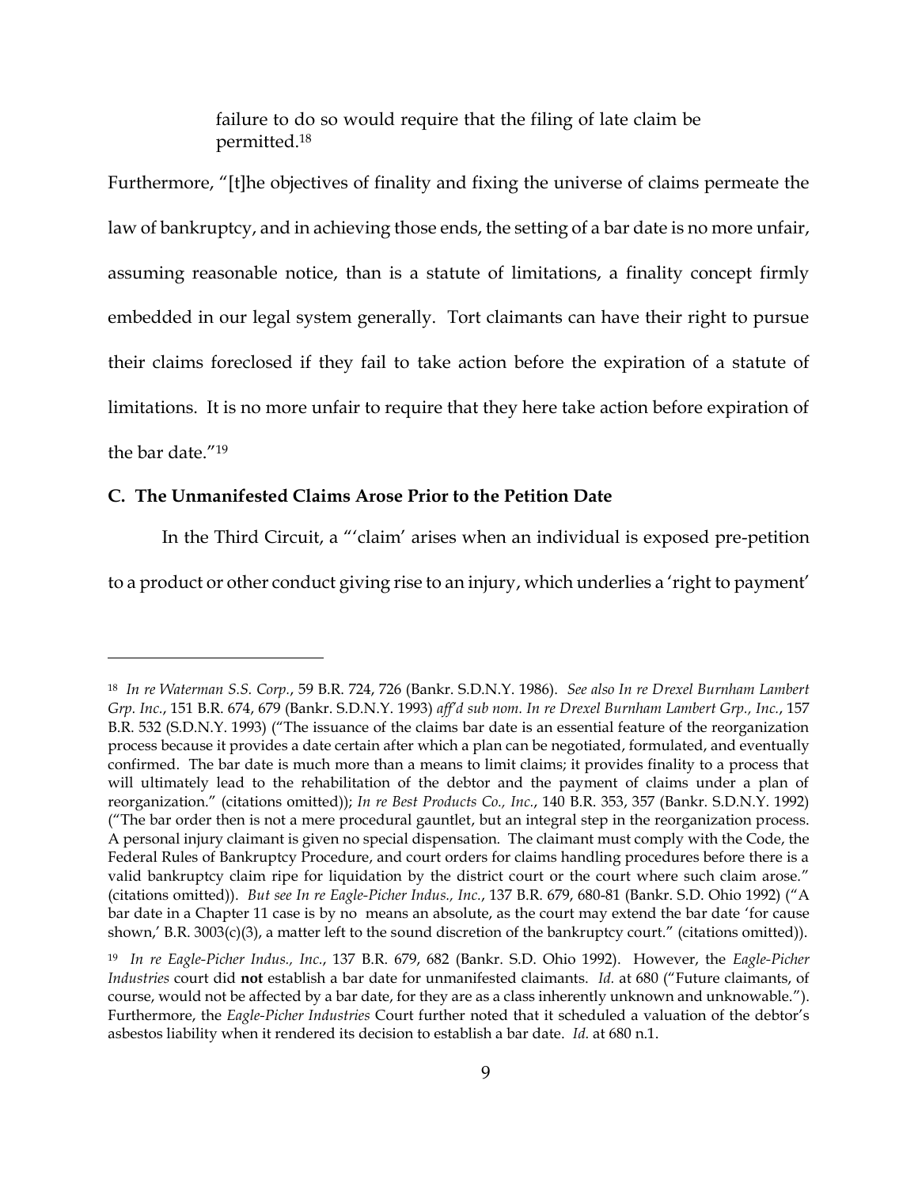> failure to do so would require that the filing of late claim be permitted.[18]

Furthermore, "[t]he objectives of finality and fixing the universe of claims permeate the law of bankruptcy, and in achieving those ends, the setting of a bar date is no more unfair, assuming reasonable notice, than is a statute of limitations, a finality concept firmly embedded in our legal system generally. Tort claimants can have their right to pursue their claims foreclosed if they fail to take action before the expiration of a statute of limitations. It is no more unfair to require that they here take action before expiration of the bar date."[19]

### C. The Unmanifested Claims Arose Prior to the Petition Date

In the Third Circuit, a "'claim' arises when an individual is exposed pre-petition to a product or other conduct giving rise to an injury, which underlies a 'right to payment'

---

[18] *In re Waterman S.S. Corp.*, 59 B.R. 724, 726 (Bankr. S.D.N.Y. 1986). *See also In re Drexel Burnham Lambert Grp. Inc.*, 151 B.R. 674, 679 (Bankr. S.D.N.Y. 1993) *aff'd sub nom. In re Drexel Burnham Lambert Grp., Inc.*, 157 B.R. 532 (S.D.N.Y. 1993) ("The issuance of the claims bar date is an essential feature of the reorganization process because it provides a date certain after which a plan can be negotiated, formulated, and eventually confirmed. The bar date is much more than a means to limit claims; it provides finality to a process that will ultimately lead to the rehabilitation of the debtor and the payment of claims under a plan of reorganization." (citations omitted)); *In re Best Products Co., Inc.*, 140 B.R. 353, 357 (Bankr. S.D.N.Y. 1992) ("The bar order then is not a mere procedural gauntlet, but an integral step in the reorganization process. A personal injury claimant is given no special dispensation. The claimant must comply with the Code, the Federal Rules of Bankruptcy Procedure, and court orders for claims handling procedures before there is a valid bankruptcy claim ripe for liquidation by the district court or the court where such claim arose." (citations omitted)). *But see In re Eagle-Picher Indus., Inc.*, 137 B.R. 679, 680-81 (Bankr. S.D. Ohio 1992) ("A bar date in a Chapter 11 case is by no means an absolute, as the court may extend the bar date 'for cause shown,' B.R. 3003(c)(3), a matter left to the sound discretion of the bankruptcy court." (citations omitted)).

[19] *In re Eagle-Picher Indus., Inc.*, 137 B.R. 679, 682 (Bankr. S.D. Ohio 1992). However, the *Eagle-Picher Industries* court did **not** establish a bar date for unmanifested claimants. *Id.* at 680 ("Future claimants, of course, would not be affected by a bar date, for they are as a class inherently unknown and unknowable."). Furthermore, the *Eagle-Picher Industries* Court further noted that it scheduled a valuation of the debtor's asbestos liability when it rendered its decision to establish a bar date. *Id.* at 680 n.1.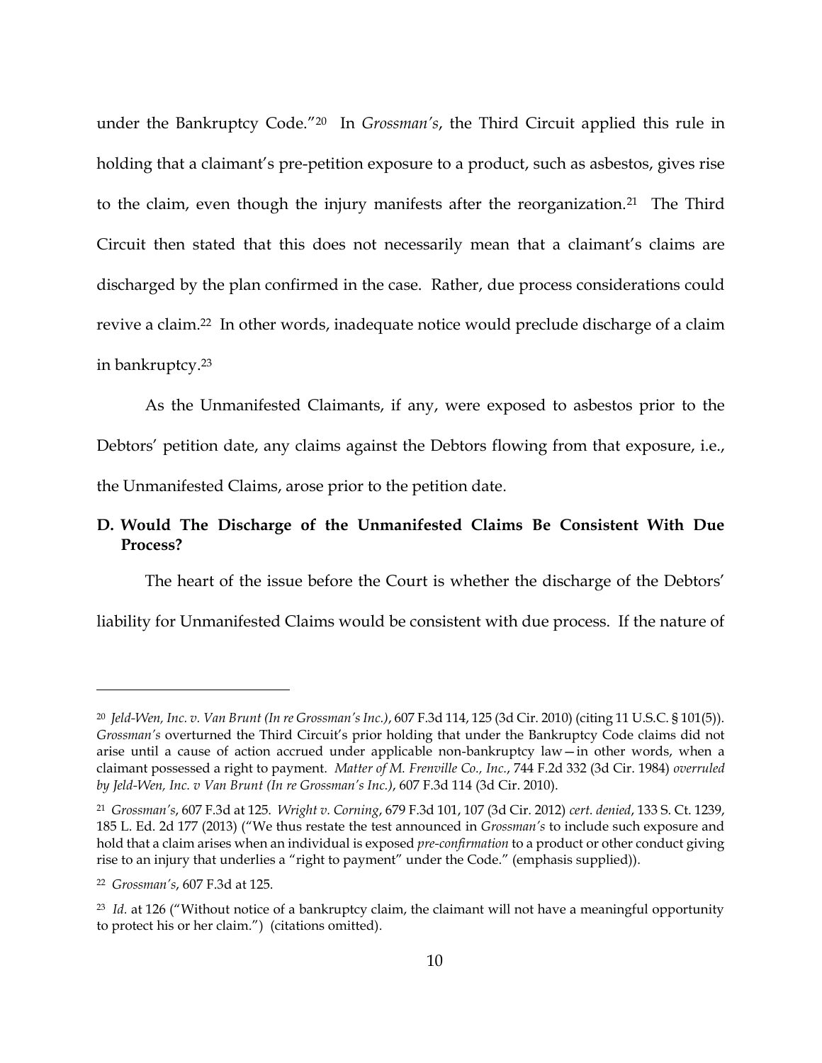under the Bankruptcy Code."[20] In *Grossman's*, the Third Circuit applied this rule in holding that a claimant's pre-petition exposure to a product, such as asbestos, gives rise to the claim, even though the injury manifests after the reorganization.[21] The Third Circuit then stated that this does not necessarily mean that a claimant's claims are discharged by the plan confirmed in the case. Rather, due process considerations could revive a claim.[22] In other words, inadequate notice would preclude discharge of a claim in bankruptcy.[23]

As the Unmanifested Claimants, if any, were exposed to asbestos prior to the Debtors' petition date, any claims against the Debtors flowing from that exposure, i.e., the Unmanifested Claims, arose prior to the petition date.

### D. Would The Discharge of the Unmanifested Claims Be Consistent With Due Process?

The heart of the issue before the Court is whether the discharge of the Debtors' liability for Unmanifested Claims would be consistent with due process. If the nature of

---

[20] *Jeld-Wen, Inc. v. Van Brunt (In re Grossman's Inc.)*, 607 F.3d 114, 125 (3d Cir. 2010) (citing 11 U.S.C. § 101(5)). *Grossman's* overturned the Third Circuit's prior holding that under the Bankruptcy Code claims did not arise until a cause of action accrued under applicable non-bankruptcy law—in other words, when a claimant possessed a right to payment. *Matter of M. Frenville Co., Inc.*, 744 F.2d 332 (3d Cir. 1984) *overruled by Jeld-Wen, Inc. v Van Brunt (In re Grossman's Inc.)*, 607 F.3d 114 (3d Cir. 2010).

[21] *Grossman's*, 607 F.3d at 125. *Wright v. Corning*, 679 F.3d 101, 107 (3d Cir. 2012) *cert. denied*, 133 S. Ct. 1239, 185 L. Ed. 2d 177 (2013) ("We thus restate the test announced in *Grossman's* to include such exposure and hold that a claim arises when an individual is exposed *pre-confirmation* to a product or other conduct giving rise to an injury that underlies a "right to payment" under the Code." (emphasis supplied)).

[22] *Grossman's*, 607 F.3d at 125.

[23] *Id.* at 126 ("Without notice of a bankruptcy claim, the claimant will not have a meaningful opportunity to protect his or her claim.") (citations omitted).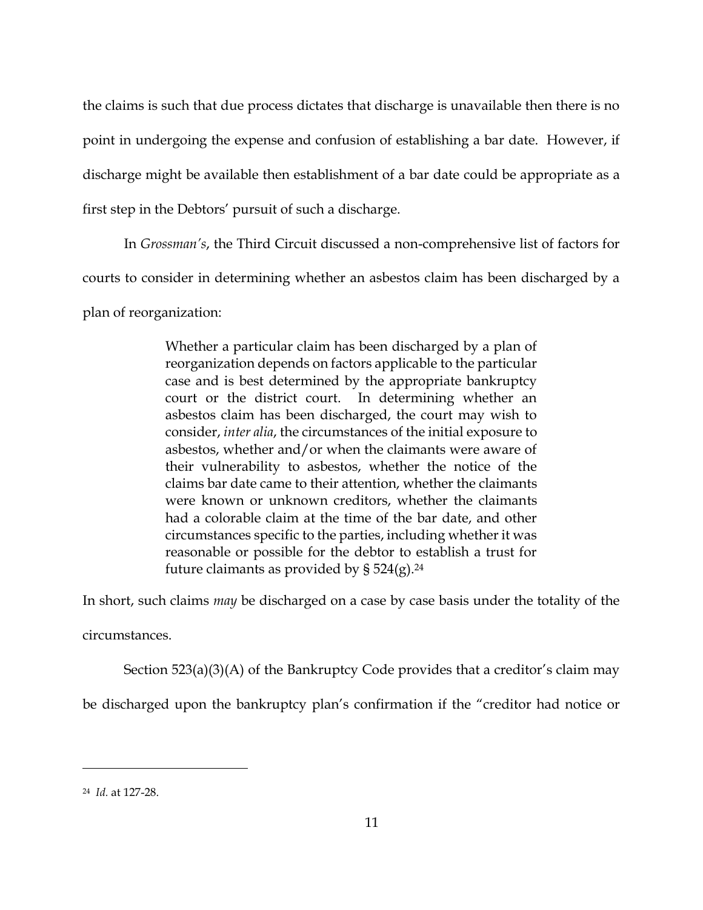the claims is such that due process dictates that discharge is unavailable then there is no point in undergoing the expense and confusion of establishing a bar date. However, if discharge might be available then establishment of a bar date could be appropriate as a first step in the Debtors' pursuit of such a discharge.

In *Grossman's*, the Third Circuit discussed a non-comprehensive list of factors for courts to consider in determining whether an asbestos claim has been discharged by a plan of reorganization:

> Whether a particular claim has been discharged by a plan of reorganization depends on factors applicable to the particular case and is best determined by the appropriate bankruptcy court or the district court. In determining whether an asbestos claim has been discharged, the court may wish to consider, *inter alia*, the circumstances of the initial exposure to asbestos, whether and/or when the claimants were aware of their vulnerability to asbestos, whether the notice of the claims bar date came to their attention, whether the claimants were known or unknown creditors, whether the claimants had a colorable claim at the time of the bar date, and other circumstances specific to the parties, including whether it was reasonable or possible for the debtor to establish a trust for future claimants as provided by § 524(g).[24]

In short, such claims *may* be discharged on a case by case basis under the totality of the circumstances.

Section 523(a)(3)(A) of the Bankruptcy Code provides that a creditor's claim may be discharged upon the bankruptcy plan's confirmation if the "creditor had notice or

---

[24] *Id.* at 127-28.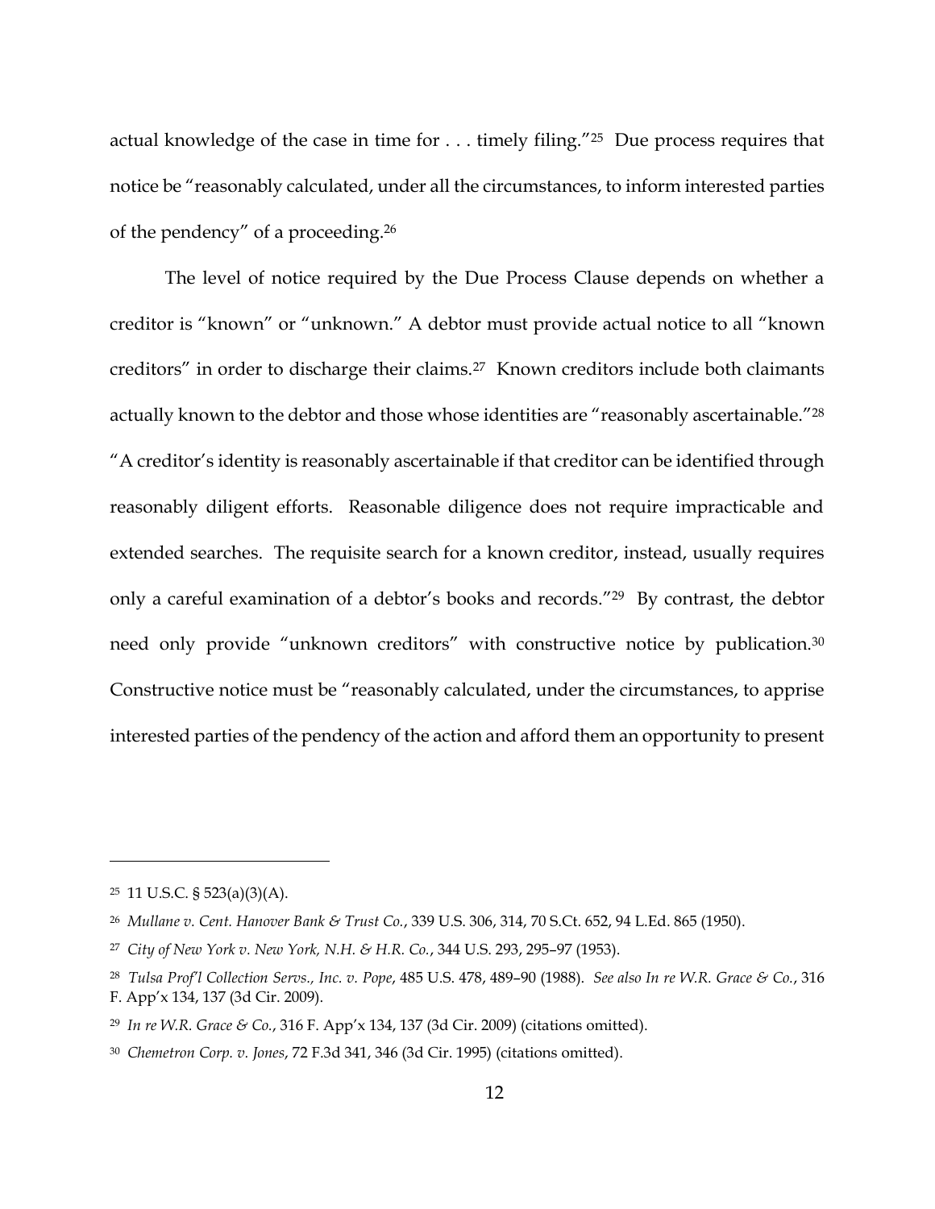actual knowledge of the case in time for . . . timely filing."[25] Due process requires that notice be "reasonably calculated, under all the circumstances, to inform interested parties of the pendency" of a proceeding.[26]

The level of notice required by the Due Process Clause depends on whether a creditor is "known" or "unknown." A debtor must provide actual notice to all "known creditors" in order to discharge their claims.[27] Known creditors include both claimants actually known to the debtor and those whose identities are "reasonably ascertainable."[28] "A creditor's identity is reasonably ascertainable if that creditor can be identified through reasonably diligent efforts. Reasonable diligence does not require impracticable and extended searches. The requisite search for a known creditor, instead, usually requires only a careful examination of a debtor's books and records."[29] By contrast, the debtor need only provide "unknown creditors" with constructive notice by publication.[30] Constructive notice must be "reasonably calculated, under the circumstances, to apprise interested parties of the pendency of the action and afford them an opportunity to present

---

[25] 11 U.S.C. § 523(a)(3)(A).

[26] *Mullane v. Cent. Hanover Bank & Trust Co.*, 339 U.S. 306, 314, 70 S.Ct. 652, 94 L.Ed. 865 (1950).

[27] *City of New York v. New York, N.H. & H.R. Co.*, 344 U.S. 293, 295–97 (1953).

[28] *Tulsa Prof'l Collection Servs., Inc. v. Pope*, 485 U.S. 478, 489–90 (1988). *See also In re W.R. Grace & Co.*, 316 F. App'x 134, 137 (3d Cir. 2009).

[29] *In re W.R. Grace & Co.*, 316 F. App'x 134, 137 (3d Cir. 2009) (citations omitted).

[30] *Chemetron Corp. v. Jones*, 72 F.3d 341, 346 (3d Cir. 1995) (citations omitted).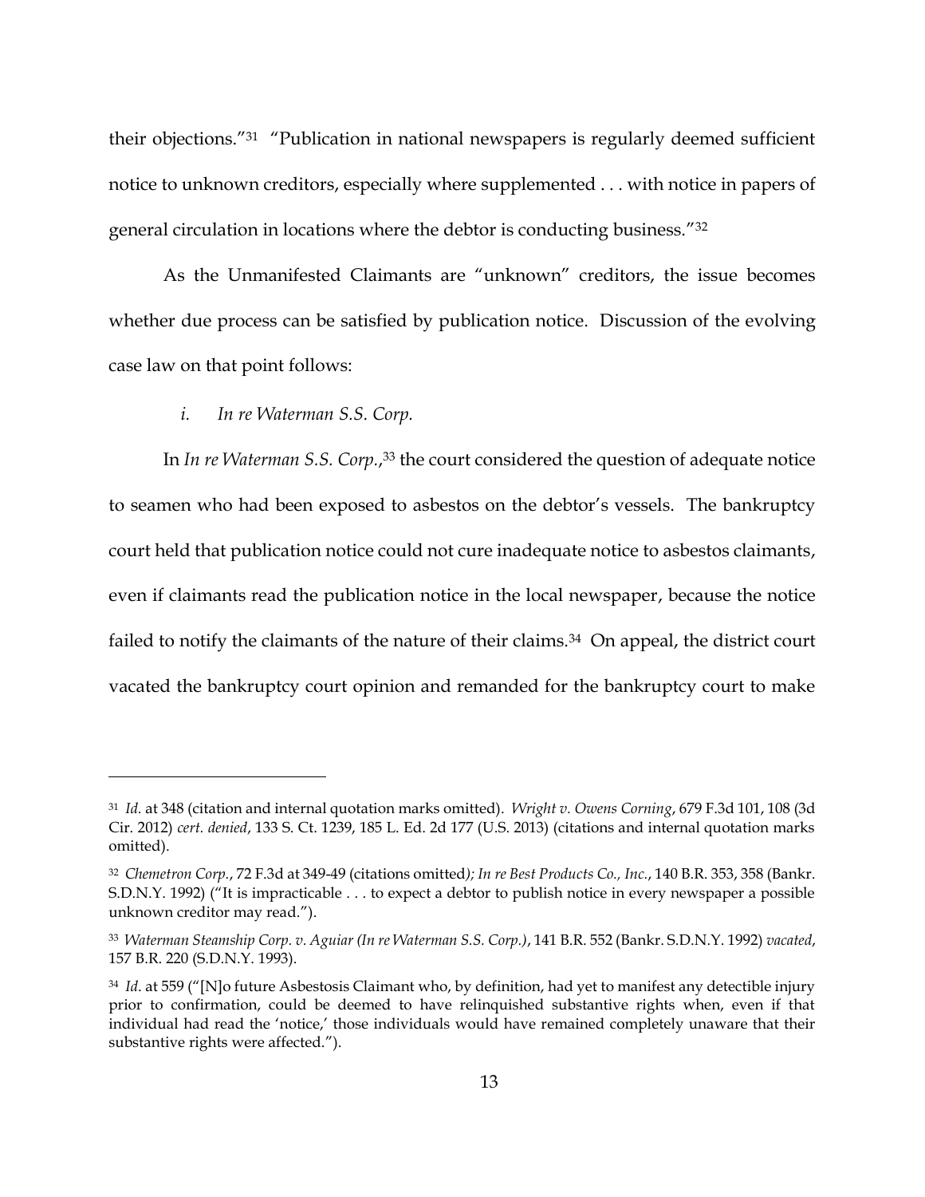their objections."[31] "Publication in national newspapers is regularly deemed sufficient notice to unknown creditors, especially where supplemented . . . with notice in papers of general circulation in locations where the debtor is conducting business."[32]

As the Unmanifested Claimants are "unknown" creditors, the issue becomes whether due process can be satisfied by publication notice. Discussion of the evolving case law on that point follows:

*i. In re Waterman S.S. Corp.*

In *In re Waterman S.S. Corp.*,[33] the court considered the question of adequate notice to seamen who had been exposed to asbestos on the debtor's vessels. The bankruptcy court held that publication notice could not cure inadequate notice to asbestos claimants, even if claimants read the publication notice in the local newspaper, because the notice failed to notify the claimants of the nature of their claims.[34] On appeal, the district court vacated the bankruptcy court opinion and remanded for the bankruptcy court to make

---

[31] *Id.* at 348 (citation and internal quotation marks omitted). *Wright v. Owens Corning*, 679 F.3d 101, 108 (3d Cir. 2012) *cert. denied*, 133 S. Ct. 1239, 185 L. Ed. 2d 177 (U.S. 2013) (citations and internal quotation marks omitted).

[32] *Chemetron Corp.*, 72 F.3d at 349-49 (citations omitted*); In re Best Products Co., Inc.*, 140 B.R. 353, 358 (Bankr. S.D.N.Y. 1992) ("It is impracticable . . . to expect a debtor to publish notice in every newspaper a possible unknown creditor may read.").

[33] *Waterman Steamship Corp. v. Aguiar (In re Waterman S.S. Corp.)*, 141 B.R. 552 (Bankr. S.D.N.Y. 1992) *vacated*, 157 B.R. 220 (S.D.N.Y. 1993).

[34] *Id.* at 559 ("[N]o future Asbestosis Claimant who, by definition, had yet to manifest any detectible injury prior to confirmation, could be deemed to have relinquished substantive rights when, even if that individual had read the 'notice,' those individuals would have remained completely unaware that their substantive rights were affected.").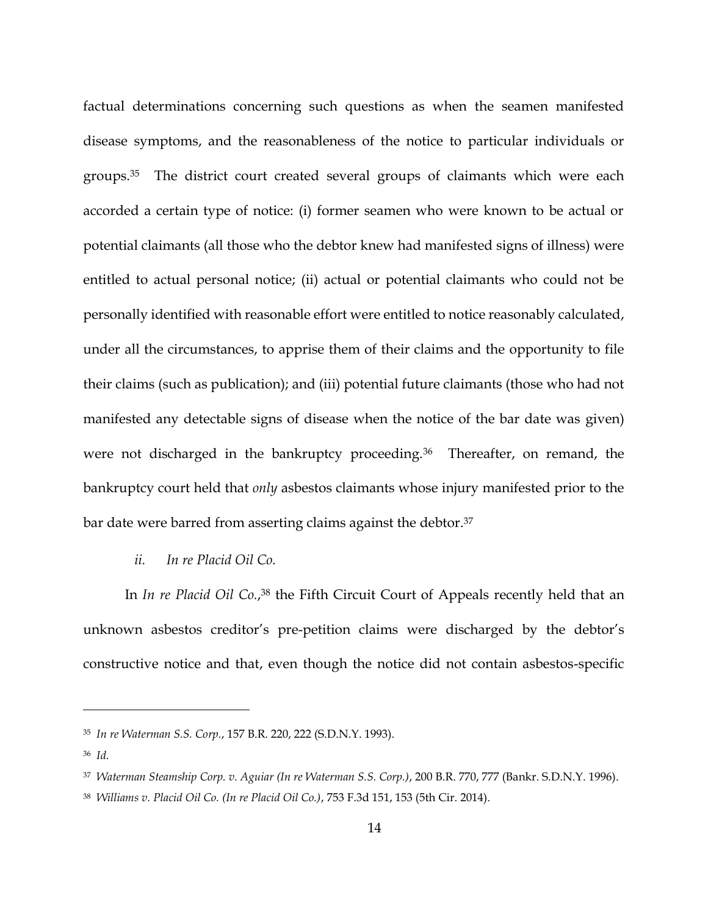factual determinations concerning such questions as when the seamen manifested disease symptoms, and the reasonableness of the notice to particular individuals or groups.[35] The district court created several groups of claimants which were each accorded a certain type of notice: (i) former seamen who were known to be actual or potential claimants (all those who the debtor knew had manifested signs of illness) were entitled to actual personal notice; (ii) actual or potential claimants who could not be personally identified with reasonable effort were entitled to notice reasonably calculated, under all the circumstances, to apprise them of their claims and the opportunity to file their claims (such as publication); and (iii) potential future claimants (those who had not manifested any detectable signs of disease when the notice of the bar date was given) were not discharged in the bankruptcy proceeding.[36] Thereafter, on remand, the bankruptcy court held that *only* asbestos claimants whose injury manifested prior to the bar date were barred from asserting claims against the debtor.[37]

*ii. In re Placid Oil Co.*

In *In re Placid Oil Co.*,[38] the Fifth Circuit Court of Appeals recently held that an unknown asbestos creditor's pre-petition claims were discharged by the debtor's constructive notice and that, even though the notice did not contain asbestos-specific

---

[35] *In re Waterman S.S. Corp.*, 157 B.R. 220, 222 (S.D.N.Y. 1993).

[36] *Id.*

[37] *Waterman Steamship Corp. v. Aguiar (In re Waterman S.S. Corp.)*, 200 B.R. 770, 777 (Bankr. S.D.N.Y. 1996).

[38] *Williams v. Placid Oil Co. (In re Placid Oil Co.)*, 753 F.3d 151, 153 (5th Cir. 2014).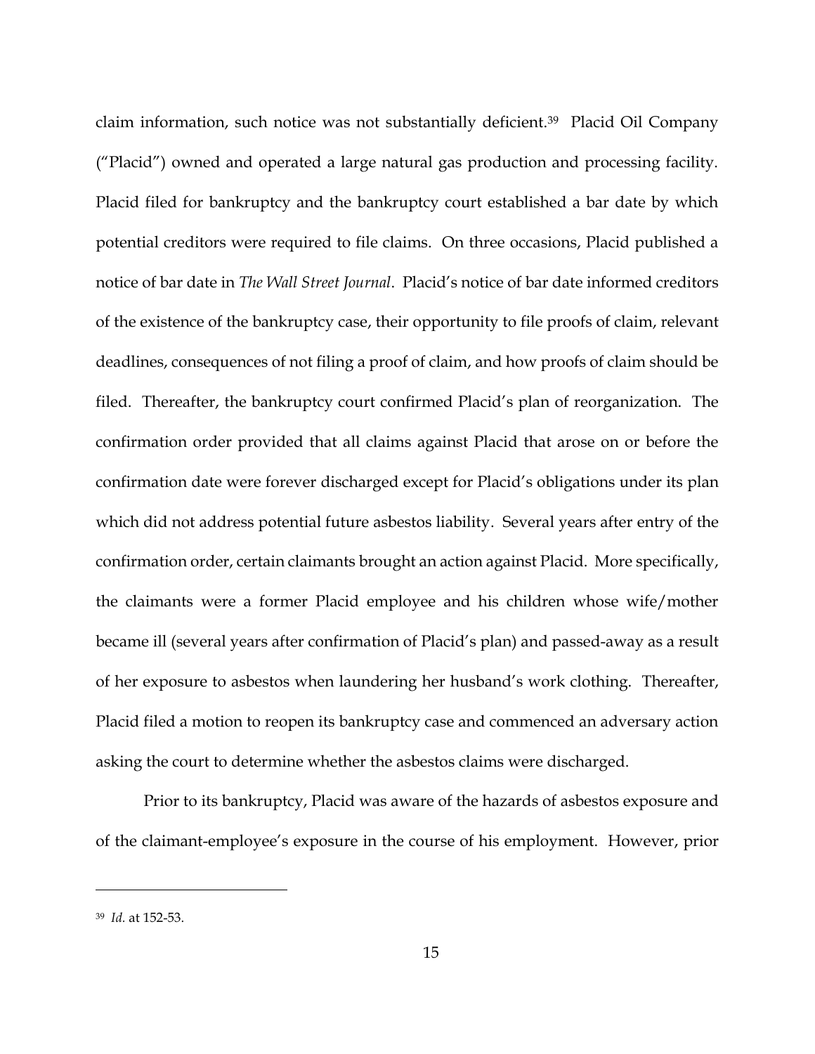claim information, such notice was not substantially deficient.[39] Placid Oil Company ("Placid") owned and operated a large natural gas production and processing facility. Placid filed for bankruptcy and the bankruptcy court established a bar date by which potential creditors were required to file claims. On three occasions, Placid published a notice of bar date in *The Wall Street Journal*. Placid's notice of bar date informed creditors of the existence of the bankruptcy case, their opportunity to file proofs of claim, relevant deadlines, consequences of not filing a proof of claim, and how proofs of claim should be filed. Thereafter, the bankruptcy court confirmed Placid's plan of reorganization. The confirmation order provided that all claims against Placid that arose on or before the confirmation date were forever discharged except for Placid's obligations under its plan which did not address potential future asbestos liability. Several years after entry of the confirmation order, certain claimants brought an action against Placid. More specifically, the claimants were a former Placid employee and his children whose wife/mother became ill (several years after confirmation of Placid's plan) and passed-away as a result of her exposure to asbestos when laundering her husband's work clothing. Thereafter, Placid filed a motion to reopen its bankruptcy case and commenced an adversary action asking the court to determine whether the asbestos claims were discharged.

Prior to its bankruptcy, Placid was aware of the hazards of asbestos exposure and of the claimant-employee's exposure in the course of his employment. However, prior

---

[39] *Id.* at 152-53.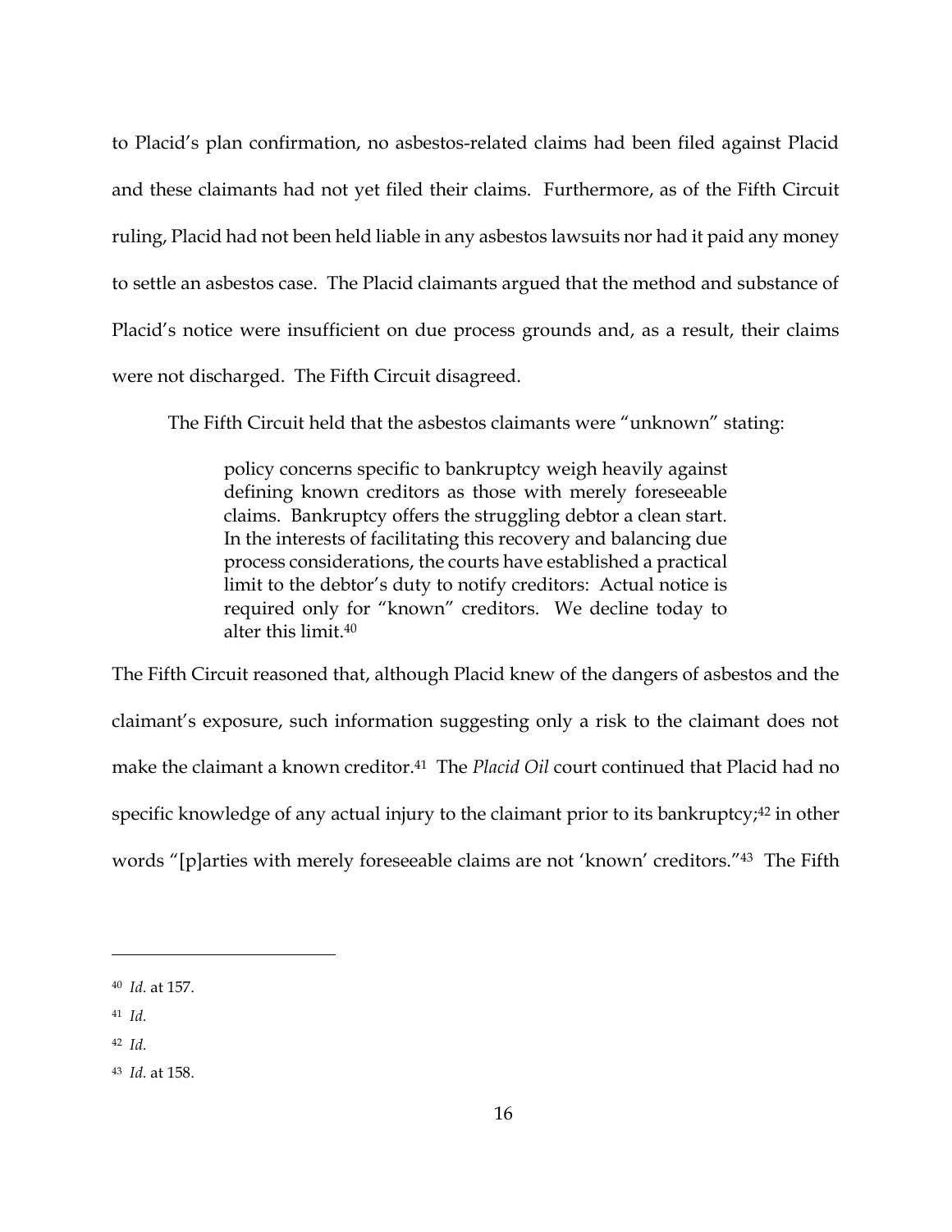to Placid's plan confirmation, no asbestos-related claims had been filed against Placid and these claimants had not yet filed their claims. Furthermore, as of the Fifth Circuit ruling, Placid had not been held liable in any asbestos lawsuits nor had it paid any money to settle an asbestos case. The Placid claimants argued that the method and substance of Placid's notice were insufficient on due process grounds and, as a result, their claims were not discharged. The Fifth Circuit disagreed.

The Fifth Circuit held that the asbestos claimants were "unknown" stating:

> policy concerns specific to bankruptcy weigh heavily against defining known creditors as those with merely foreseeable claims. Bankruptcy offers the struggling debtor a clean start. In the interests of facilitating this recovery and balancing due process considerations, the courts have established a practical limit to the debtor's duty to notify creditors: Actual notice is required only for "known" creditors. We decline today to alter this limit.[40]

The Fifth Circuit reasoned that, although Placid knew of the dangers of asbestos and the claimant's exposure, such information suggesting only a risk to the claimant does not make the claimant a known creditor.[41] The *Placid Oil* court continued that Placid had no specific knowledge of any actual injury to the claimant prior to its bankruptcy;[42] in other words "[p]arties with merely foreseeable claims are not 'known' creditors."[43] The Fifth

---

[40] *Id.* at 157.

[41] *Id.*

[42] *Id.*

[43] *Id.* at 158.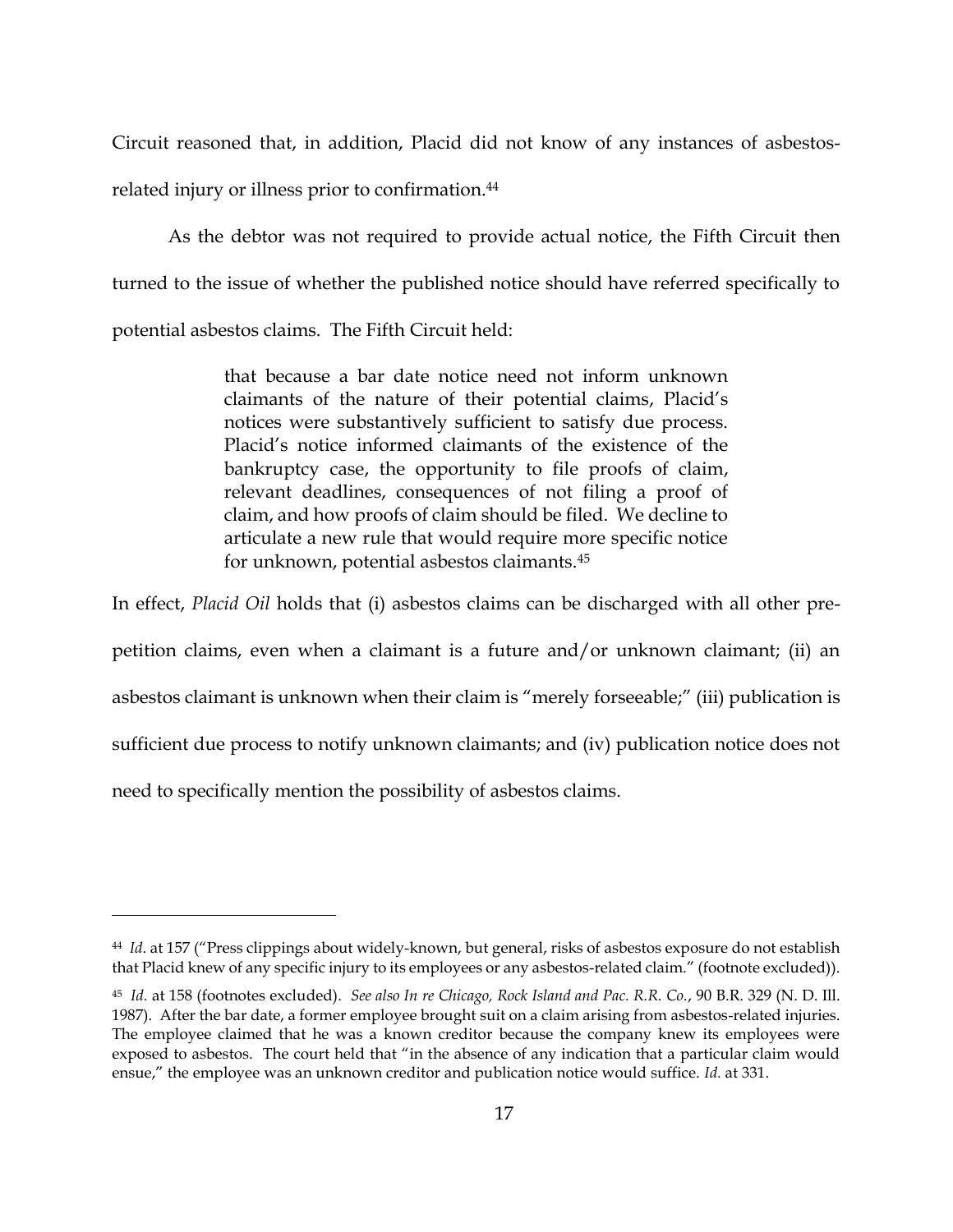Circuit reasoned that, in addition, Placid did not know of any instances of asbestos-related injury or illness prior to confirmation.[44]

As the debtor was not required to provide actual notice, the Fifth Circuit then turned to the issue of whether the published notice should have referred specifically to potential asbestos claims. The Fifth Circuit held:

> that because a bar date notice need not inform unknown claimants of the nature of their potential claims, Placid's notices were substantively sufficient to satisfy due process. Placid's notice informed claimants of the existence of the bankruptcy case, the opportunity to file proofs of claim, relevant deadlines, consequences of not filing a proof of claim, and how proofs of claim should be filed. We decline to articulate a new rule that would require more specific notice for unknown, potential asbestos claimants.[45]

In effect, *Placid Oil* holds that (i) asbestos claims can be discharged with all other pre-petition claims, even when a claimant is a future and/or unknown claimant; (ii) an asbestos claimant is unknown when their claim is "merely forseeable;" (iii) publication is sufficient due process to notify unknown claimants; and (iv) publication notice does not need to specifically mention the possibility of asbestos claims.

---

[44] *Id*. at 157 ("Press clippings about widely-known, but general, risks of asbestos exposure do not establish that Placid knew of any specific injury to its employees or any asbestos-related claim." (footnote excluded)).

[45] *Id*. at 158 (footnotes excluded). *See also In re Chicago, Rock Island and Pac. R.R. Co.*, 90 B.R. 329 (N. D. Ill. 1987). After the bar date, a former employee brought suit on a claim arising from asbestos-related injuries. The employee claimed that he was a known creditor because the company knew its employees were exposed to asbestos. The court held that "in the absence of any indication that a particular claim would ensue," the employee was an unknown creditor and publication notice would suffice. *Id.* at 331.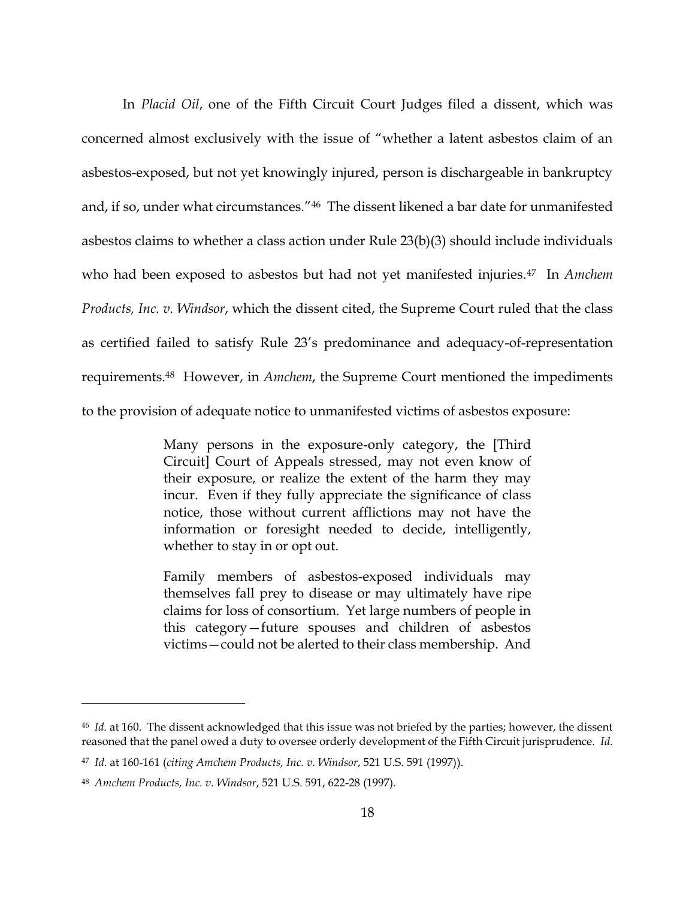In *Placid Oil*, one of the Fifth Circuit Court Judges filed a dissent, which was concerned almost exclusively with the issue of "whether a latent asbestos claim of an asbestos-exposed, but not yet knowingly injured, person is dischargeable in bankruptcy and, if so, under what circumstances."[46] The dissent likened a bar date for unmanifested asbestos claims to whether a class action under Rule 23(b)(3) should include individuals who had been exposed to asbestos but had not yet manifested injuries.[47] In *Amchem Products, Inc. v. Windsor*, which the dissent cited, the Supreme Court ruled that the class as certified failed to satisfy Rule 23's predominance and adequacy-of-representation requirements.[48] However, in *Amchem*, the Supreme Court mentioned the impediments to the provision of adequate notice to unmanifested victims of asbestos exposure:

> Many persons in the exposure-only category, the [Third Circuit] Court of Appeals stressed, may not even know of their exposure, or realize the extent of the harm they may incur. Even if they fully appreciate the significance of class notice, those without current afflictions may not have the information or foresight needed to decide, intelligently, whether to stay in or opt out.
>
> Family members of asbestos-exposed individuals may themselves fall prey to disease or may ultimately have ripe claims for loss of consortium. Yet large numbers of people in this category—future spouses and children of asbestos victims—could not be alerted to their class membership. And

---

[46] *Id.* at 160. The dissent acknowledged that this issue was not briefed by the parties; however, the dissent reasoned that the panel owed a duty to oversee orderly development of the Fifth Circuit jurisprudence. *Id.*

[47] *Id.* at 160-161 (*citing Amchem Products, Inc. v. Windsor*, 521 U.S. 591 (1997)).

[48] *Amchem Products, Inc. v. Windsor*, 521 U.S. 591, 622-28 (1997).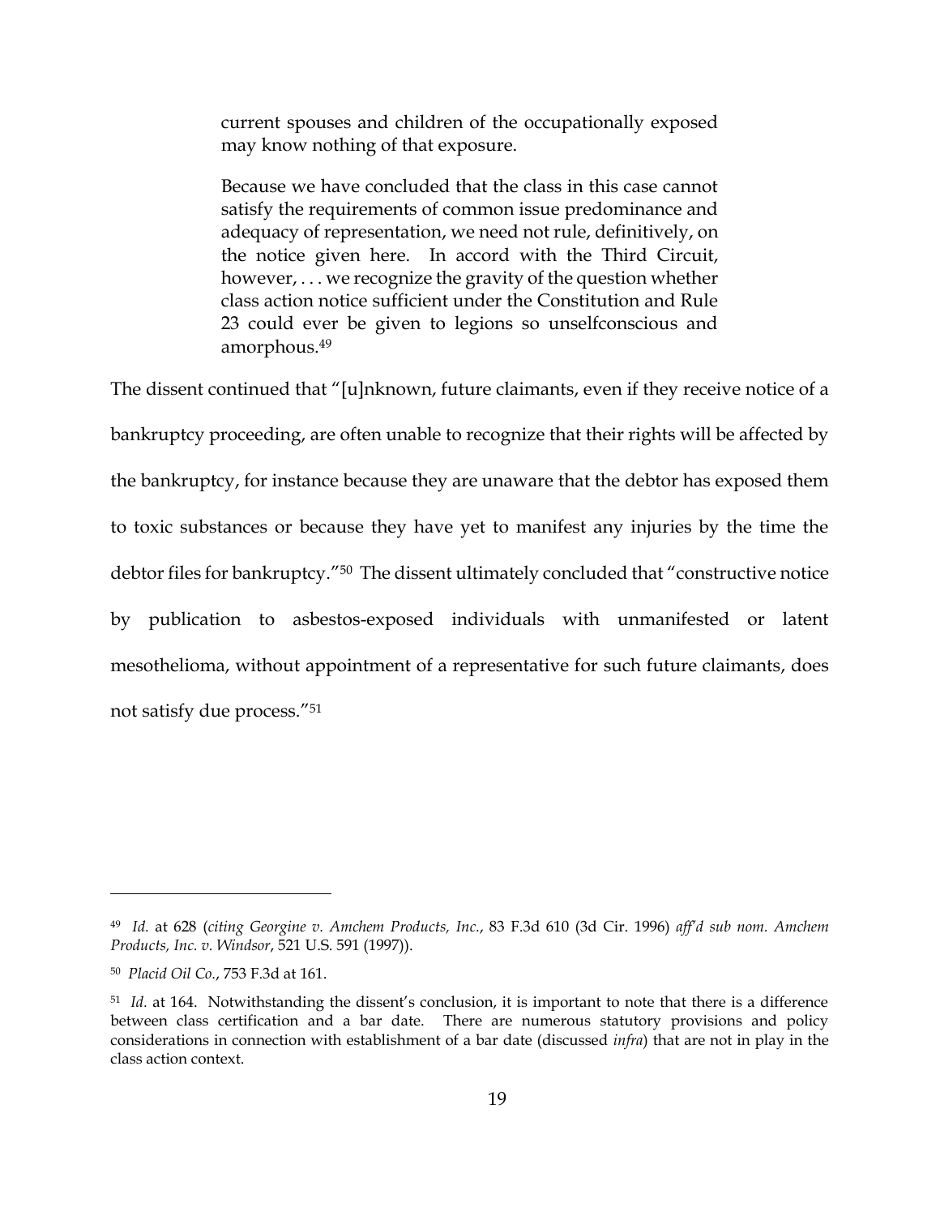> current spouses and children of the occupationally exposed may know nothing of that exposure.
>
> Because we have concluded that the class in this case cannot satisfy the requirements of common issue predominance and adequacy of representation, we need not rule, definitively, on the notice given here. In accord with the Third Circuit, however, . . . we recognize the gravity of the question whether class action notice sufficient under the Constitution and Rule 23 could ever be given to legions so unselfconscious and amorphous.[49]

The dissent continued that "[u]nknown, future claimants, even if they receive notice of a bankruptcy proceeding, are often unable to recognize that their rights will be affected by the bankruptcy, for instance because they are unaware that the debtor has exposed them to toxic substances or because they have yet to manifest any injuries by the time the debtor files for bankruptcy."[50] The dissent ultimately concluded that "constructive notice by publication to asbestos-exposed individuals with unmanifested or latent mesothelioma, without appointment of a representative for such future claimants, does not satisfy due process."[51]

---

[49] *Id.* at 628 (*citing Georgine v. Amchem Products, Inc.*, 83 F.3d 610 (3d Cir. 1996) *aff'd sub nom. Amchem Products, Inc. v. Windsor*, 521 U.S. 591 (1997)).

[50] *Placid Oil Co.*, 753 F.3d at 161.

[51] *Id.* at 164. Notwithstanding the dissent's conclusion, it is important to note that there is a difference between class certification and a bar date. There are numerous statutory provisions and policy considerations in connection with establishment of a bar date (discussed *infra*) that are not in play in the class action context.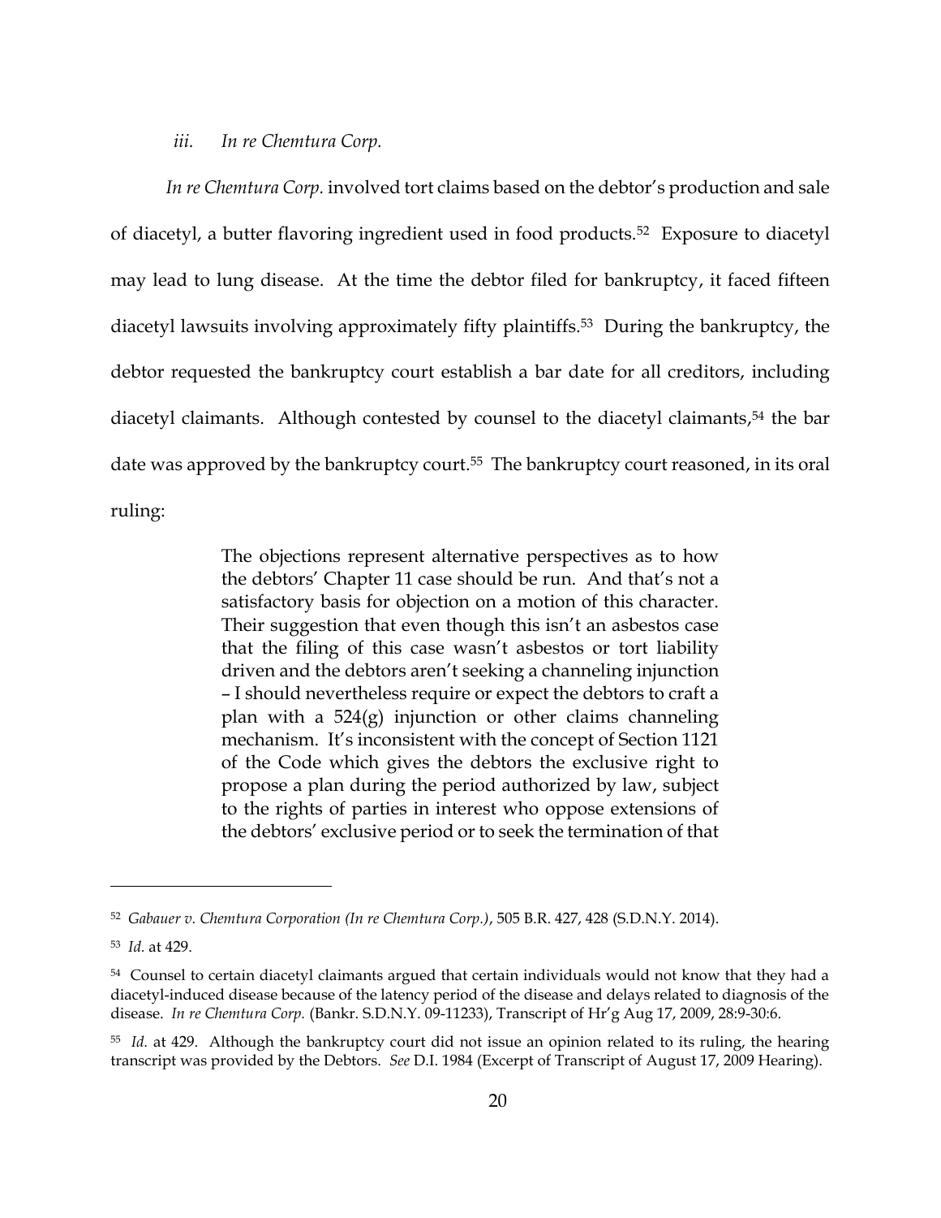### *iii. In re Chemtura Corp.*

*In re Chemtura Corp.* involved tort claims based on the debtor's production and sale of diacetyl, a butter flavoring ingredient used in food products.[52] Exposure to diacetyl may lead to lung disease. At the time the debtor filed for bankruptcy, it faced fifteen diacetyl lawsuits involving approximately fifty plaintiffs.[53] During the bankruptcy, the debtor requested the bankruptcy court establish a bar date for all creditors, including diacetyl claimants. Although contested by counsel to the diacetyl claimants,[54] the bar date was approved by the bankruptcy court.[55] The bankruptcy court reasoned, in its oral ruling:

> The objections represent alternative perspectives as to how the debtors' Chapter 11 case should be run. And that's not a satisfactory basis for objection on a motion of this character. Their suggestion that even though this isn't an asbestos case that the filing of this case wasn't asbestos or tort liability driven and the debtors aren't seeking a channeling injunction – I should nevertheless require or expect the debtors to craft a plan with a 524(g) injunction or other claims channeling mechanism. It's inconsistent with the concept of Section 1121 of the Code which gives the debtors the exclusive right to propose a plan during the period authorized by law, subject to the rights of parties in interest who oppose extensions of the debtors' exclusive period or to seek the termination of that

---

[52] *Gabauer v. Chemtura Corporation (In re Chemtura Corp.)*, 505 B.R. 427, 428 (S.D.N.Y. 2014).

[53] *Id.* at 429.

[54] Counsel to certain diacetyl claimants argued that certain individuals would not know that they had a diacetyl-induced disease because of the latency period of the disease and delays related to diagnosis of the disease. *In re Chemtura Corp.* (Bankr. S.D.N.Y. 09-11233), Transcript of Hr'g Aug 17, 2009, 28:9-30:6.

[55] *Id.* at 429. Although the bankruptcy court did not issue an opinion related to its ruling, the hearing transcript was provided by the Debtors. *See* D.I. 1984 (Excerpt of Transcript of August 17, 2009 Hearing).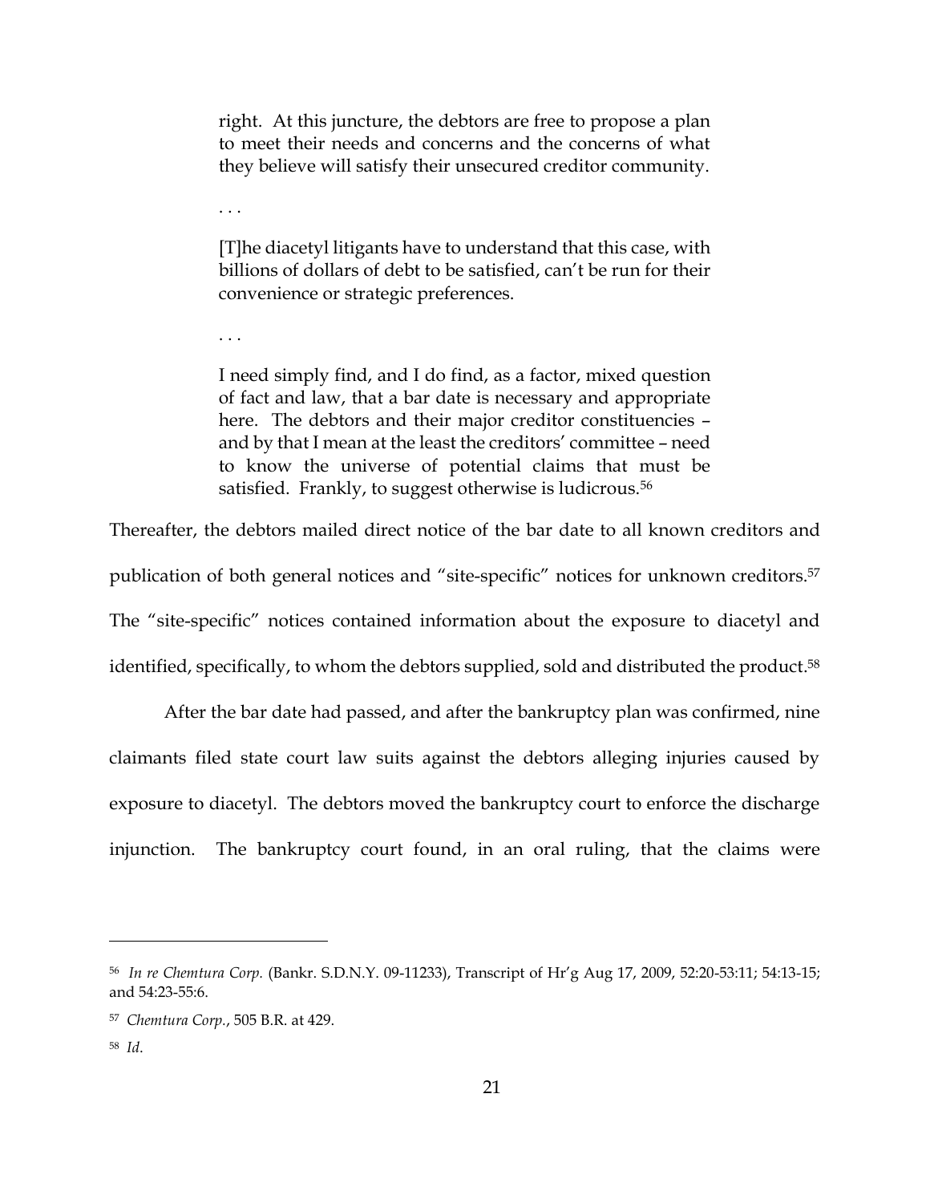> right. At this juncture, the debtors are free to propose a plan to meet their needs and concerns and the concerns of what they believe will satisfy their unsecured creditor community.
>
> . . .
>
> [T]he diacetyl litigants have to understand that this case, with billions of dollars of debt to be satisfied, can't be run for their convenience or strategic preferences.
>
> . . .
>
> I need simply find, and I do find, as a factor, mixed question of fact and law, that a bar date is necessary and appropriate here. The debtors and their major creditor constituencies – and by that I mean at the least the creditors' committee – need to know the universe of potential claims that must be satisfied. Frankly, to suggest otherwise is ludicrous.[56]

Thereafter, the debtors mailed direct notice of the bar date to all known creditors and publication of both general notices and "site-specific" notices for unknown creditors.[57] The "site-specific" notices contained information about the exposure to diacetyl and identified, specifically, to whom the debtors supplied, sold and distributed the product.[58]

After the bar date had passed, and after the bankruptcy plan was confirmed, nine claimants filed state court law suits against the debtors alleging injuries caused by exposure to diacetyl. The debtors moved the bankruptcy court to enforce the discharge injunction. The bankruptcy court found, in an oral ruling, that the claims were

---

[56] *In re Chemtura Corp.* (Bankr. S.D.N.Y. 09-11233), Transcript of Hr'g Aug 17, 2009, 52:20-53:11; 54:13-15; and 54:23-55:6.

[57] *Chemtura Corp.*, 505 B.R. at 429.

[58] *Id*.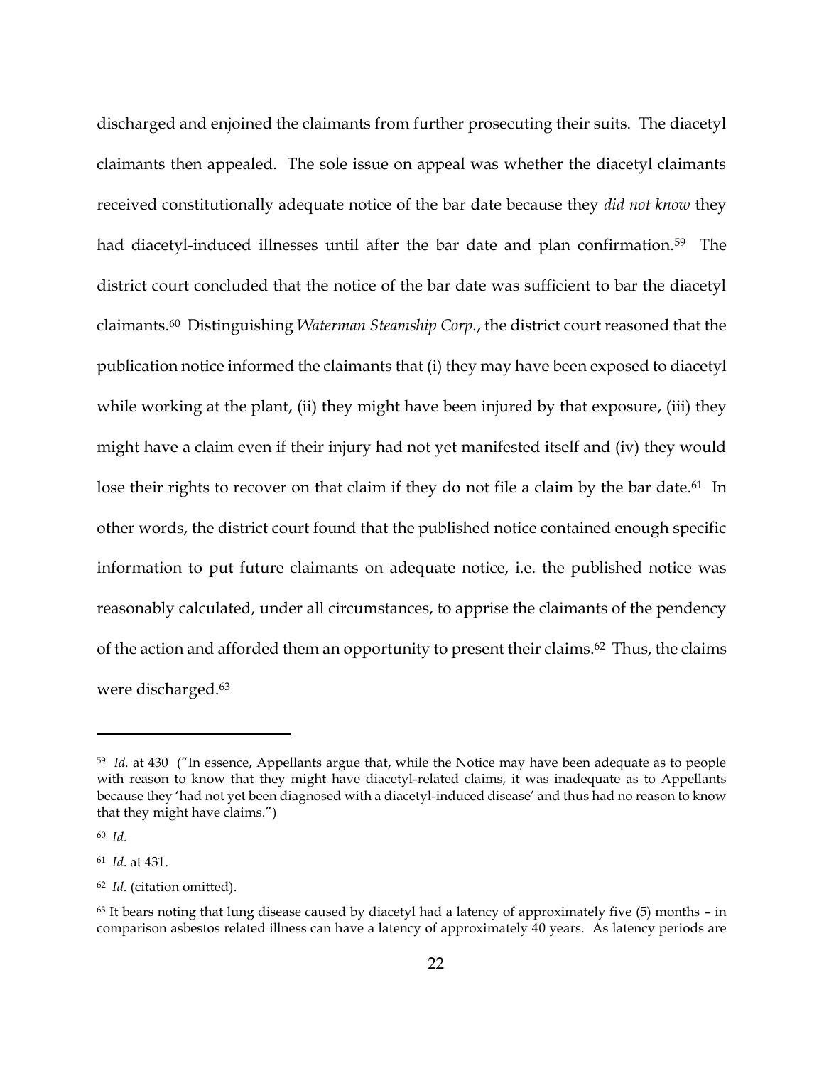discharged and enjoined the claimants from further prosecuting their suits. The diacetyl claimants then appealed. The sole issue on appeal was whether the diacetyl claimants received constitutionally adequate notice of the bar date because they *did not know* they had diacetyl-induced illnesses until after the bar date and plan confirmation.[59] The district court concluded that the notice of the bar date was sufficient to bar the diacetyl claimants.[60] Distinguishing *Waterman Steamship Corp.*, the district court reasoned that the publication notice informed the claimants that (i) they may have been exposed to diacetyl while working at the plant, (ii) they might have been injured by that exposure, (iii) they might have a claim even if their injury had not yet manifested itself and (iv) they would lose their rights to recover on that claim if they do not file a claim by the bar date.[61] In other words, the district court found that the published notice contained enough specific information to put future claimants on adequate notice, i.e. the published notice was reasonably calculated, under all circumstances, to apprise the claimants of the pendency of the action and afforded them an opportunity to present their claims.[62] Thus, the claims were discharged.[63]

---

[59] *Id.* at 430 ("In essence, Appellants argue that, while the Notice may have been adequate as to people with reason to know that they might have diacetyl-related claims, it was inadequate as to Appellants because they 'had not yet been diagnosed with a diacetyl-induced disease' and thus had no reason to know that they might have claims.")

[60] *Id.*

[61] *Id.* at 431.

[62] *Id.* (citation omitted).

[63] It bears noting that lung disease caused by diacetyl had a latency of approximately five (5) months – in comparison asbestos related illness can have a latency of approximately 40 years. As latency periods are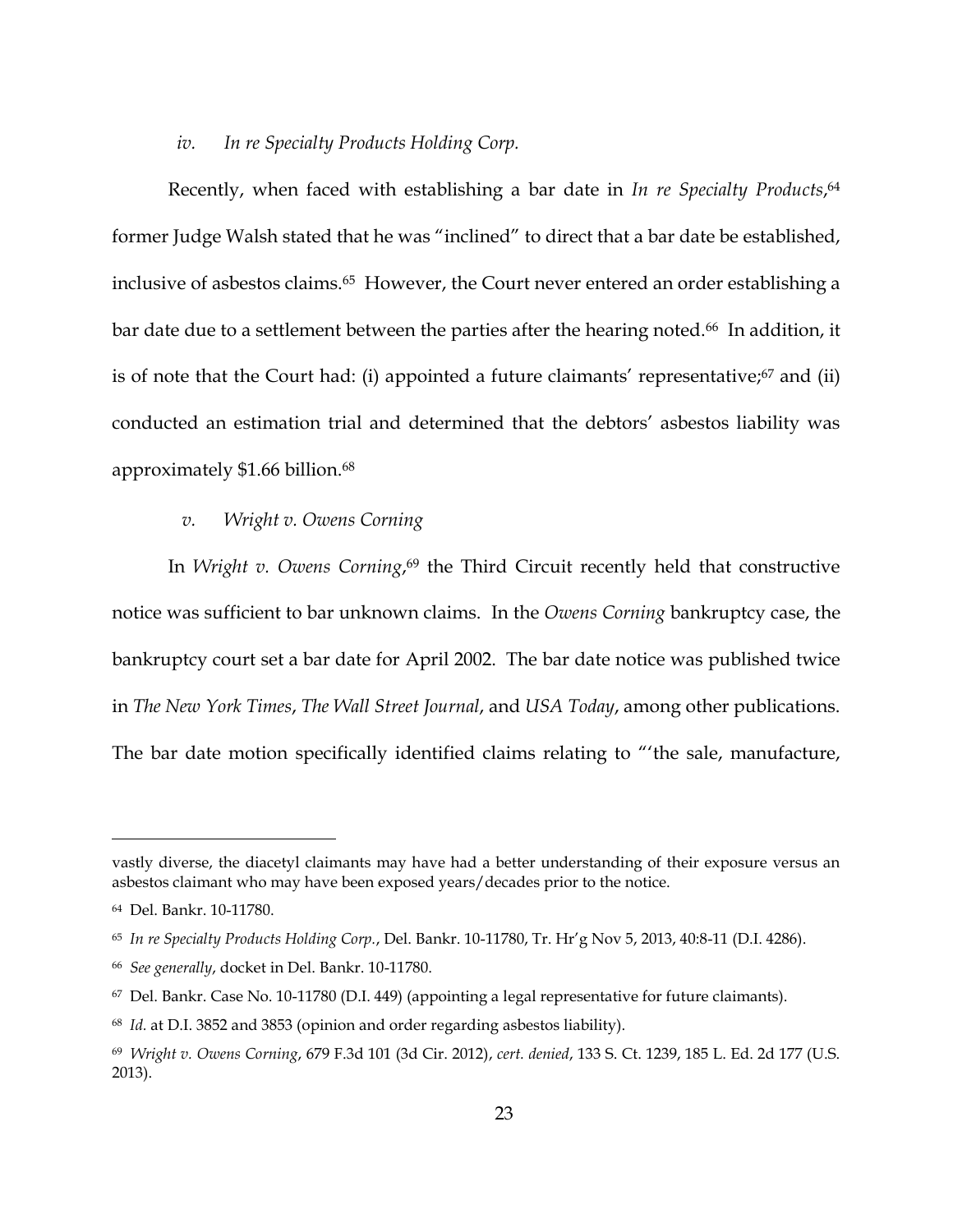*iv. In re Specialty Products Holding Corp.*

Recently, when faced with establishing a bar date in *In re Specialty Products*,[64] former Judge Walsh stated that he was "inclined" to direct that a bar date be established, inclusive of asbestos claims.[65] However, the Court never entered an order establishing a bar date due to a settlement between the parties after the hearing noted.[66] In addition, it is of note that the Court had: (i) appointed a future claimants' representative;[67] and (ii) conducted an estimation trial and determined that the debtors' asbestos liability was approximately $1.66 billion.[68]

*v. Wright v. Owens Corning*

In *Wright v. Owens Corning*,[69] the Third Circuit recently held that constructive notice was sufficient to bar unknown claims. In the *Owens Corning* bankruptcy case, the bankruptcy court set a bar date for April 2002. The bar date notice was published twice in *The New York Times*, *The Wall Street Journal*, and *USA Today*, among other publications. The bar date motion specifically identified claims relating to "'the sale, manufacture,

---

vastly diverse, the diacetyl claimants may have had a better understanding of their exposure versus an asbestos claimant who may have been exposed years/decades prior to the notice.

[64] Del. Bankr. 10-11780.

[65] *In re Specialty Products Holding Corp.*, Del. Bankr. 10-11780, Tr. Hr'g Nov 5, 2013, 40:8-11 (D.I. 4286).

[66] *See generally*, docket in Del. Bankr. 10-11780.

[67] Del. Bankr. Case No. 10-11780 (D.I. 449) (appointing a legal representative for future claimants).

[68] *Id.* at D.I. 3852 and 3853 (opinion and order regarding asbestos liability).

[69] *Wright v. Owens Corning*, 679 F.3d 101 (3d Cir. 2012), *cert. denied*, 133 S. Ct. 1239, 185 L. Ed. 2d 177 (U.S. 2013).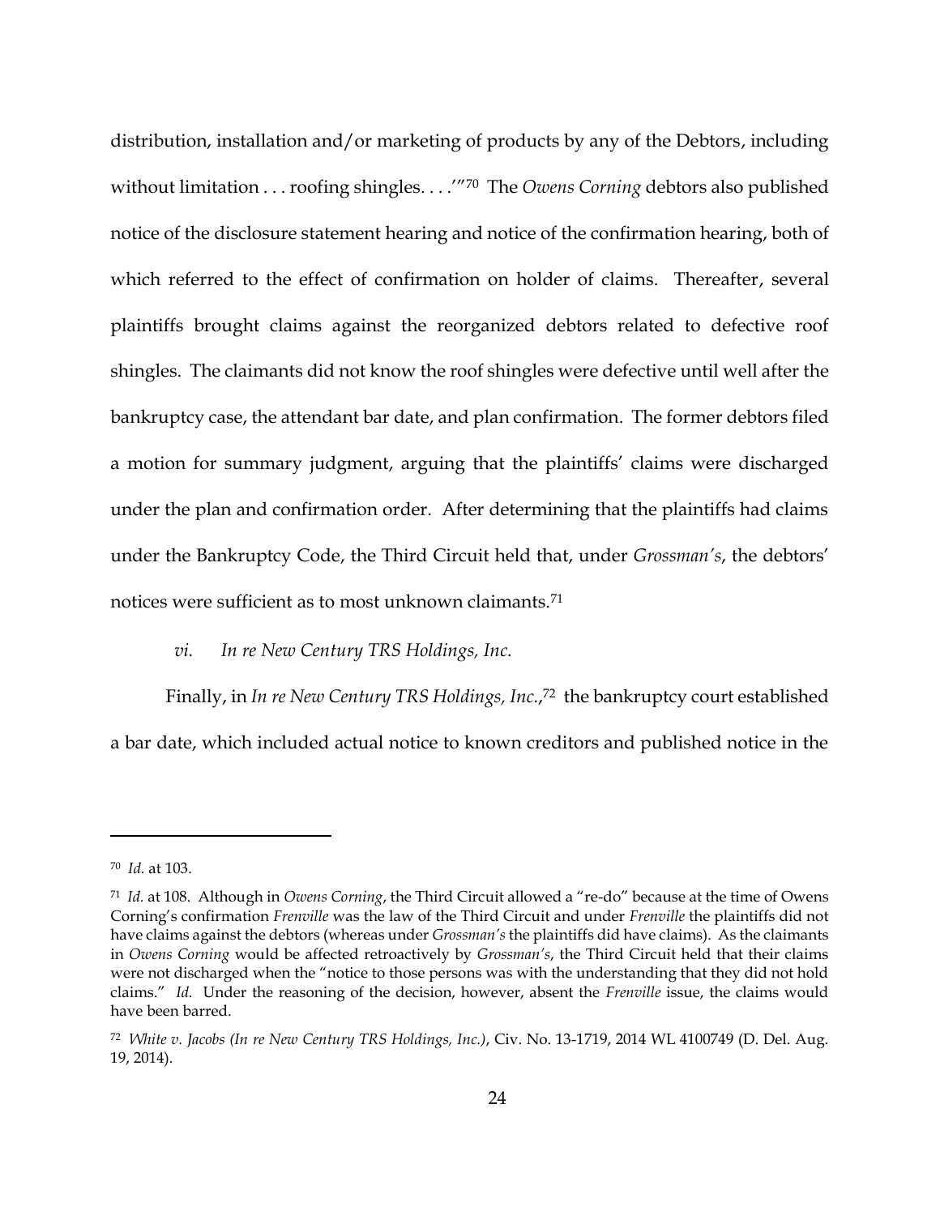distribution, installation and/or marketing of products by any of the Debtors, including without limitation . . . roofing shingles. . . .'"[70] The *Owens Corning* debtors also published notice of the disclosure statement hearing and notice of the confirmation hearing, both of which referred to the effect of confirmation on holder of claims. Thereafter, several plaintiffs brought claims against the reorganized debtors related to defective roof shingles. The claimants did not know the roof shingles were defective until well after the bankruptcy case, the attendant bar date, and plan confirmation. The former debtors filed a motion for summary judgment, arguing that the plaintiffs' claims were discharged under the plan and confirmation order. After determining that the plaintiffs had claims under the Bankruptcy Code, the Third Circuit held that, under *Grossman's*, the debtors' notices were sufficient as to most unknown claimants.[71]

*vi. In re New Century TRS Holdings, Inc.*

Finally, in *In re New Century TRS Holdings, Inc.*,[72] the bankruptcy court established a bar date, which included actual notice to known creditors and published notice in the

---

[70] *Id.* at 103.

[71] *Id.* at 108. Although in *Owens Corning*, the Third Circuit allowed a "re-do" because at the time of Owens Corning's confirmation *Frenville* was the law of the Third Circuit and under *Frenville* the plaintiffs did not have claims against the debtors (whereas under *Grossman's* the plaintiffs did have claims). As the claimants in *Owens Corning* would be affected retroactively by *Grossman's*, the Third Circuit held that their claims were not discharged when the "notice to those persons was with the understanding that they did not hold claims." *Id.* Under the reasoning of the decision, however, absent the *Frenville* issue, the claims would have been barred.

[72] *White v. Jacobs (In re New Century TRS Holdings, Inc.)*, Civ. No. 13-1719, 2014 WL 4100749 (D. Del. Aug. 19, 2014).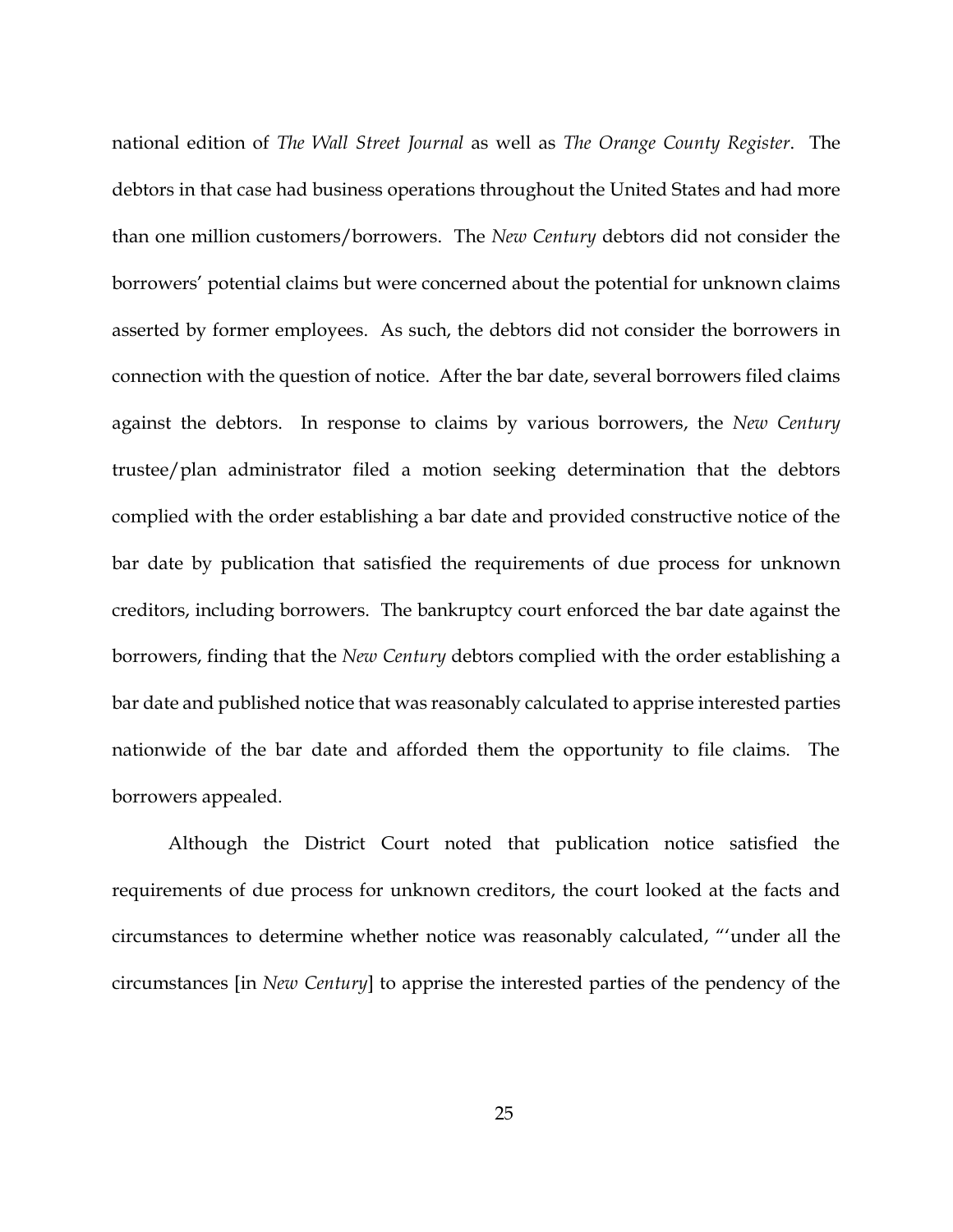national edition of *The Wall Street Journal* as well as *The Orange County Register*. The debtors in that case had business operations throughout the United States and had more than one million customers/borrowers. The *New Century* debtors did not consider the borrowers' potential claims but were concerned about the potential for unknown claims asserted by former employees. As such, the debtors did not consider the borrowers in connection with the question of notice. After the bar date, several borrowers filed claims against the debtors. In response to claims by various borrowers, the *New Century* trustee/plan administrator filed a motion seeking determination that the debtors complied with the order establishing a bar date and provided constructive notice of the bar date by publication that satisfied the requirements of due process for unknown creditors, including borrowers. The bankruptcy court enforced the bar date against the borrowers, finding that the *New Century* debtors complied with the order establishing a bar date and published notice that was reasonably calculated to apprise interested parties nationwide of the bar date and afforded them the opportunity to file claims. The borrowers appealed.

Although the District Court noted that publication notice satisfied the requirements of due process for unknown creditors, the court looked at the facts and circumstances to determine whether notice was reasonably calculated, "'under all the circumstances [in *New Century*] to apprise the interested parties of the pendency of the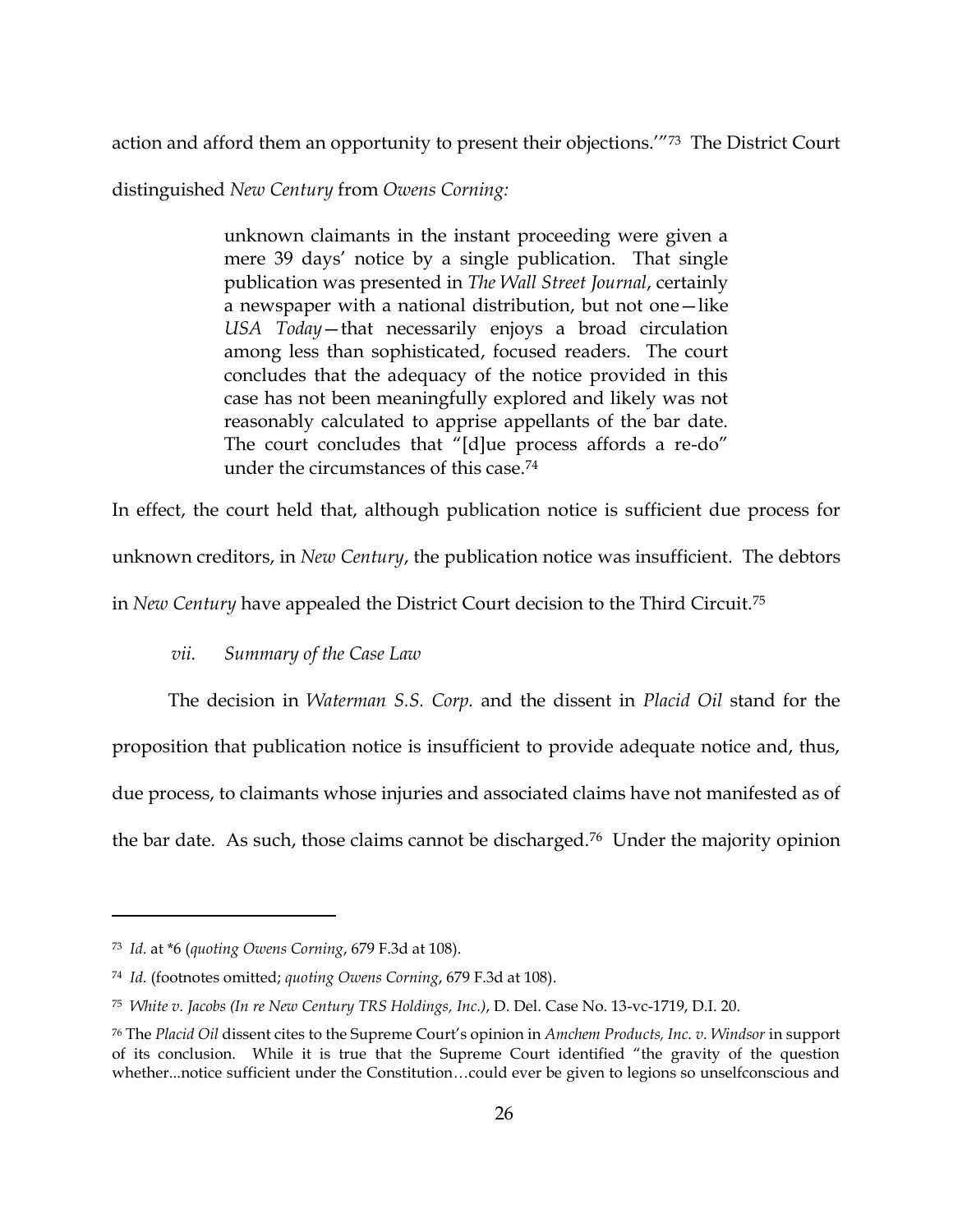action and afford them an opportunity to present their objections.'"[73] The District Court distinguished *New Century* from *Owens Corning:*

> unknown claimants in the instant proceeding were given a mere 39 days' notice by a single publication. That single publication was presented in *The Wall Street Journal*, certainly a newspaper with a national distribution, but not one—like *USA Today*—that necessarily enjoys a broad circulation among less than sophisticated, focused readers. The court concludes that the adequacy of the notice provided in this case has not been meaningfully explored and likely was not reasonably calculated to apprise appellants of the bar date. The court concludes that "[d]ue process affords a re-do" under the circumstances of this case.[74]

In effect, the court held that, although publication notice is sufficient due process for unknown creditors, in *New Century*, the publication notice was insufficient. The debtors in *New Century* have appealed the District Court decision to the Third Circuit.[75]

*vii. Summary of the Case Law*

The decision in *Waterman S.S. Corp.* and the dissent in *Placid Oil* stand for the proposition that publication notice is insufficient to provide adequate notice and, thus, due process, to claimants whose injuries and associated claims have not manifested as of the bar date. As such, those claims cannot be discharged.[76] Under the majority opinion

---

[73] *Id.* at *6 (*quoting Owens Corning*, 679 F.3d at 108).

[74] *Id.* (footnotes omitted; *quoting Owens Corning*, 679 F.3d at 108).

[75] *White v. Jacobs (In re New Century TRS Holdings, Inc.)*, D. Del. Case No. 13-vc-1719, D.I. 20.

[76] The *Placid Oil* dissent cites to the Supreme Court's opinion in *Amchem Products, Inc. v. Windsor* in support of its conclusion. While it is true that the Supreme Court identified "the gravity of the question whether...notice sufficient under the Constitution…could ever be given to legions so unselfconscious and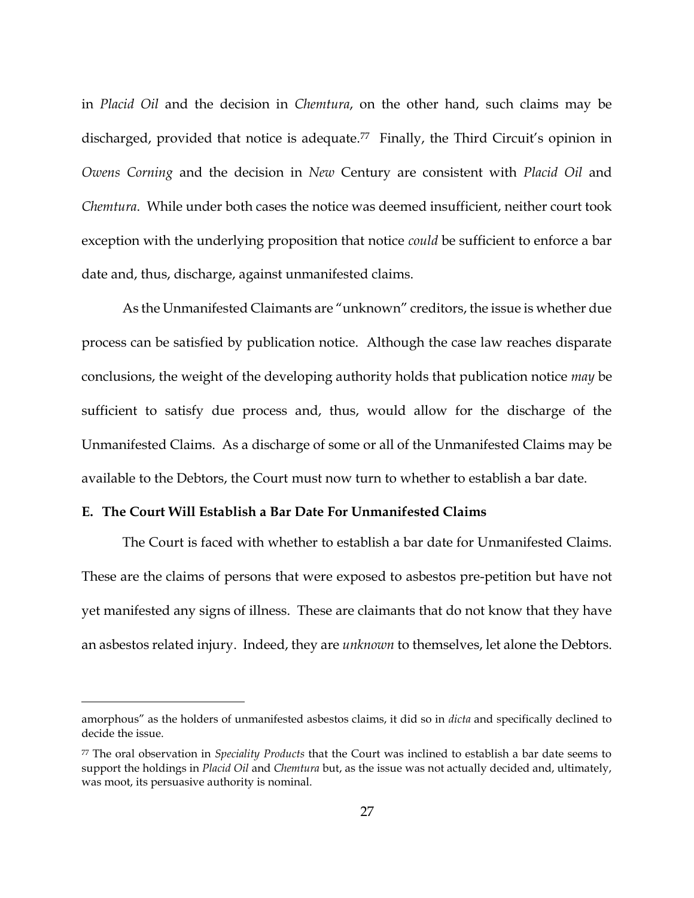in *Placid Oil* and the decision in *Chemtura*, on the other hand, such claims may be discharged, provided that notice is adequate.[77] Finally, the Third Circuit's opinion in *Owens Corning* and the decision in *New* Century are consistent with *Placid Oil* and *Chemtura*. While under both cases the notice was deemed insufficient, neither court took exception with the underlying proposition that notice *could* be sufficient to enforce a bar date and, thus, discharge, against unmanifested claims.

As the Unmanifested Claimants are "unknown" creditors, the issue is whether due process can be satisfied by publication notice. Although the case law reaches disparate conclusions, the weight of the developing authority holds that publication notice *may* be sufficient to satisfy due process and, thus, would allow for the discharge of the Unmanifested Claims. As a discharge of some or all of the Unmanifested Claims may be available to the Debtors, the Court must now turn to whether to establish a bar date.

**E. The Court Will Establish a Bar Date For Unmanifested Claims**

The Court is faced with whether to establish a bar date for Unmanifested Claims. These are the claims of persons that were exposed to asbestos pre-petition but have not yet manifested any signs of illness. These are claimants that do not know that they have an asbestos related injury. Indeed, they are *unknown* to themselves, let alone the Debtors.

---

amorphous" as the holders of unmanifested asbestos claims, it did so in *dicta* and specifically declined to decide the issue.

[77] The oral observation in *Speciality Products* that the Court was inclined to establish a bar date seems to support the holdings in *Placid Oil* and *Chemtura* but, as the issue was not actually decided and, ultimately, was moot, its persuasive authority is nominal.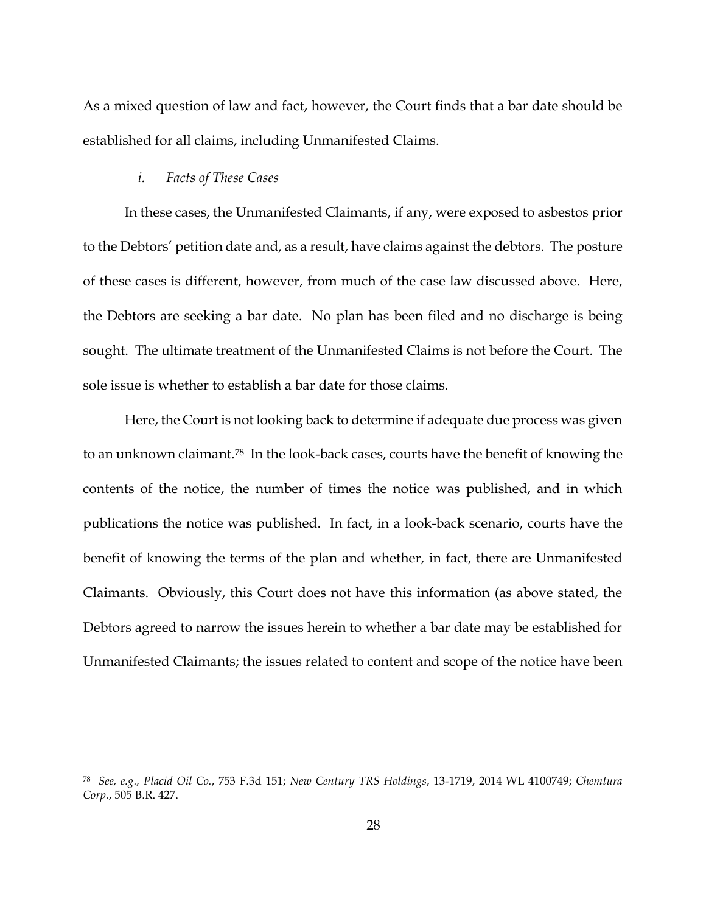As a mixed question of law and fact, however, the Court finds that a bar date should be established for all claims, including Unmanifested Claims.

*i. Facts of These Cases*

In these cases, the Unmanifested Claimants, if any, were exposed to asbestos prior to the Debtors' petition date and, as a result, have claims against the debtors. The posture of these cases is different, however, from much of the case law discussed above. Here, the Debtors are seeking a bar date. No plan has been filed and no discharge is being sought. The ultimate treatment of the Unmanifested Claims is not before the Court. The sole issue is whether to establish a bar date for those claims.

Here, the Court is not looking back to determine if adequate due process was given to an unknown claimant.[78] In the look-back cases, courts have the benefit of knowing the contents of the notice, the number of times the notice was published, and in which publications the notice was published. In fact, in a look-back scenario, courts have the benefit of knowing the terms of the plan and whether, in fact, there are Unmanifested Claimants. Obviously, this Court does not have this information (as above stated, the Debtors agreed to narrow the issues herein to whether a bar date may be established for Unmanifested Claimants; the issues related to content and scope of the notice have been

---

[78] *See, e.g., Placid Oil Co.*, 753 F.3d 151; *New Century TRS Holdings*, 13-1719, 2014 WL 4100749; *Chemtura Corp.*, 505 B.R. 427.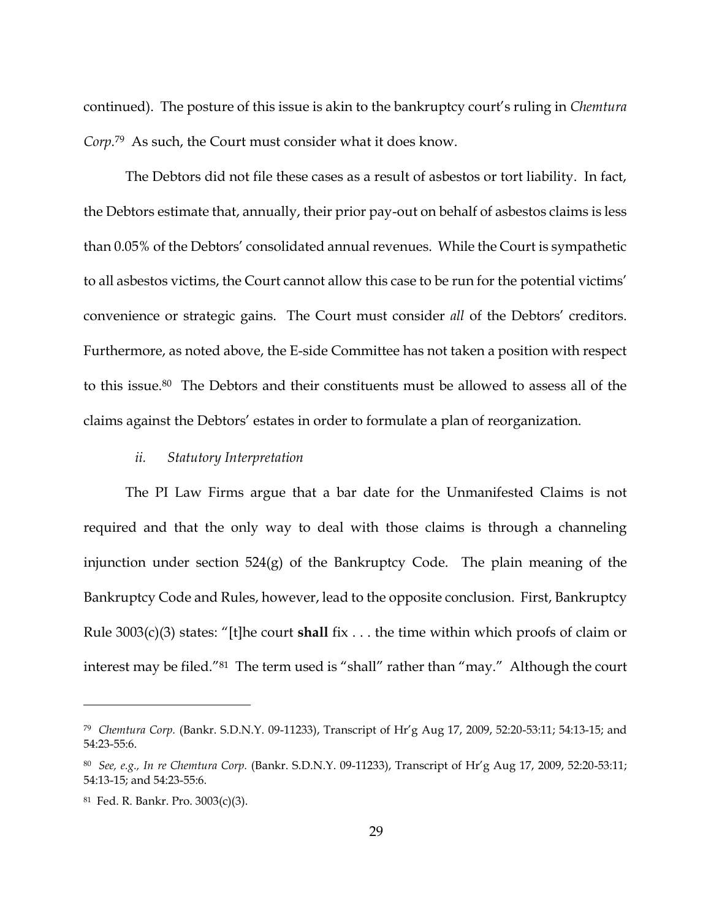continued). The posture of this issue is akin to the bankruptcy court's ruling in *Chemtura Corp*.[79] As such, the Court must consider what it does know.

The Debtors did not file these cases as a result of asbestos or tort liability. In fact, the Debtors estimate that, annually, their prior pay-out on behalf of asbestos claims is less than 0.05% of the Debtors' consolidated annual revenues. While the Court is sympathetic to all asbestos victims, the Court cannot allow this case to be run for the potential victims' convenience or strategic gains. The Court must consider *all* of the Debtors' creditors. Furthermore, as noted above, the E-side Committee has not taken a position with respect to this issue.[80] The Debtors and their constituents must be allowed to assess all of the claims against the Debtors' estates in order to formulate a plan of reorganization.

*ii. Statutory Interpretation*

The PI Law Firms argue that a bar date for the Unmanifested Claims is not required and that the only way to deal with those claims is through a channeling injunction under section 524(g) of the Bankruptcy Code. The plain meaning of the Bankruptcy Code and Rules, however, lead to the opposite conclusion. First, Bankruptcy Rule 3003(c)(3) states: "[t]he court **shall** fix . . . the time within which proofs of claim or interest may be filed."[81] The term used is "shall" rather than "may." Although the court

---

[79] *Chemtura Corp.* (Bankr. S.D.N.Y. 09-11233), Transcript of Hr'g Aug 17, 2009, 52:20-53:11; 54:13-15; and 54:23-55:6.

[80] *See, e.g., In re Chemtura Corp.* (Bankr. S.D.N.Y. 09-11233), Transcript of Hr'g Aug 17, 2009, 52:20-53:11; 54:13-15; and 54:23-55:6.

[81] Fed. R. Bankr. Pro. 3003(c)(3).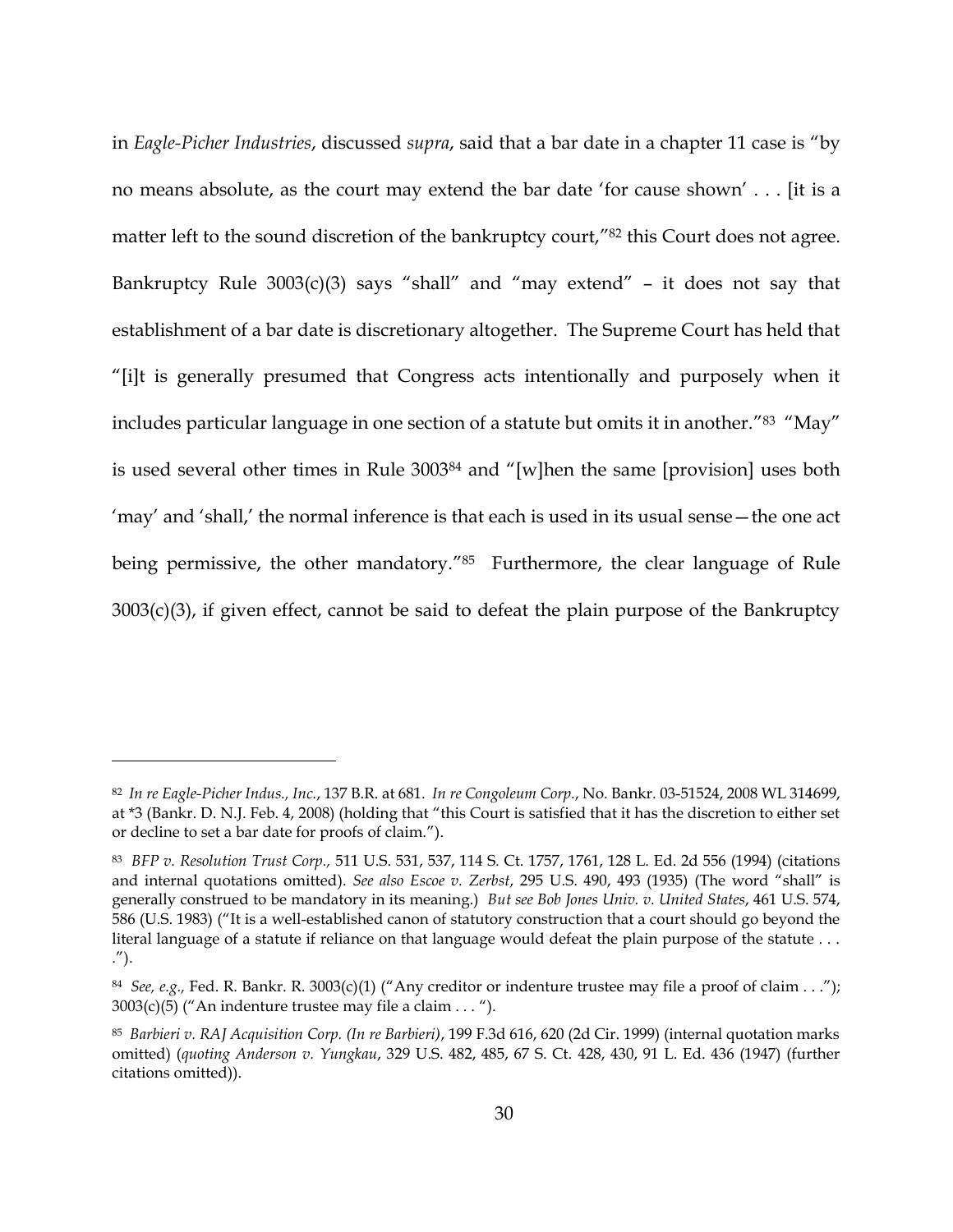in *Eagle-Picher Industries*, discussed *supra*, said that a bar date in a chapter 11 case is "by no means absolute, as the court may extend the bar date 'for cause shown' . . . [it is a matter left to the sound discretion of the bankruptcy court,"[82] this Court does not agree. Bankruptcy Rule 3003(c)(3) says "shall" and "may extend" – it does not say that establishment of a bar date is discretionary altogether. The Supreme Court has held that "[i]t is generally presumed that Congress acts intentionally and purposely when it includes particular language in one section of a statute but omits it in another."[83] "May" is used several other times in Rule 3003[84] and "[w]hen the same [provision] uses both 'may' and 'shall,' the normal inference is that each is used in its usual sense—the one act being permissive, the other mandatory."[85] Furthermore, the clear language of Rule 3003(c)(3), if given effect, cannot be said to defeat the plain purpose of the Bankruptcy

---

[82] *In re Eagle-Picher Indus., Inc.*, 137 B.R. at 681. *In re Congoleum Corp.*, No. Bankr. 03-51524, 2008 WL 314699, at *3 (Bankr. D. N.J. Feb. 4, 2008) (holding that "this Court is satisfied that it has the discretion to either set or decline to set a bar date for proofs of claim.").

[83] *BFP v. Resolution Trust Corp.,* 511 U.S. 531, 537, 114 S. Ct. 1757, 1761, 128 L. Ed. 2d 556 (1994) (citations and internal quotations omitted). *See also Escoe v. Zerbst*, 295 U.S. 490, 493 (1935) (The word "shall" is generally construed to be mandatory in its meaning.) *But see Bob Jones Univ. v. United States*, 461 U.S. 574, 586 (U.S. 1983) ("It is a well-established canon of statutory construction that a court should go beyond the literal language of a statute if reliance on that language would defeat the plain purpose of the statute . . . .").

[84] *See, e.g.,* Fed. R. Bankr. R. 3003(c)(1) ("Any creditor or indenture trustee may file a proof of claim . . ."); 3003(c)(5) ("An indenture trustee may file a claim . . . ").

[85] *Barbieri v. RAJ Acquisition Corp. (In re Barbieri)*, 199 F.3d 616, 620 (2d Cir. 1999) (internal quotation marks omitted) (*quoting Anderson v. Yungkau*, 329 U.S. 482, 485, 67 S. Ct. 428, 430, 91 L. Ed. 436 (1947) (further citations omitted)).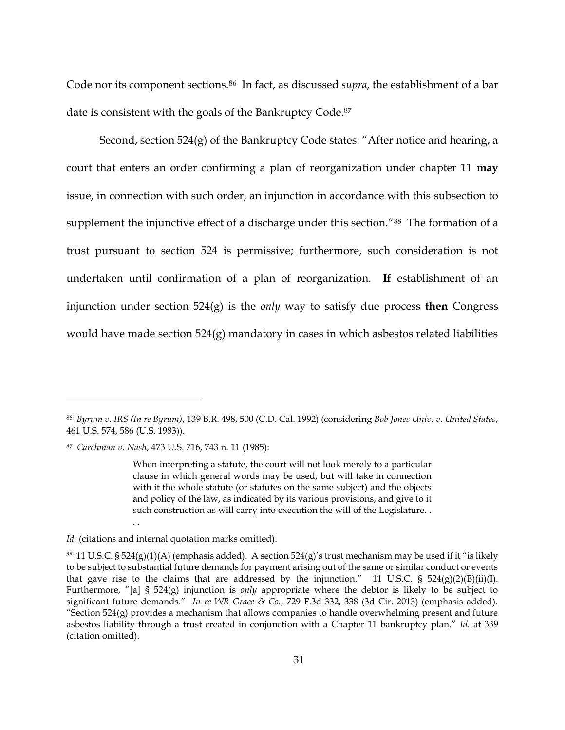Code nor its component sections.[86] In fact, as discussed *supra*, the establishment of a bar date is consistent with the goals of the Bankruptcy Code.[87]

Second, section 524(g) of the Bankruptcy Code states: "After notice and hearing, a court that enters an order confirming a plan of reorganization under chapter 11 **may** issue, in connection with such order, an injunction in accordance with this subsection to supplement the injunctive effect of a discharge under this section."[88] The formation of a trust pursuant to section 524 is permissive; furthermore, such consideration is not undertaken until confirmation of a plan of reorganization. **If** establishment of an injunction under section 524(g) is the *only* way to satisfy due process **then** Congress would have made section 524(g) mandatory in cases in which asbestos related liabilities

---

[86] *Byrum v. IRS (In re Byrum)*, 139 B.R. 498, 500 (C.D. Cal. 1992) (considering *Bob Jones Univ. v. United States*, 461 U.S. 574, 586 (U.S. 1983)).

[87] *Carchman v. Nash*, 473 U.S. 716, 743 n. 11 (1985):

> When interpreting a statute, the court will not look merely to a particular clause in which general words may be used, but will take in connection with it the whole statute (or statutes on the same subject) and the objects and policy of the law, as indicated by its various provisions, and give to it such construction as will carry into execution the will of the Legislature. . . .

*Id.* (citations and internal quotation marks omitted).

[88] 11 U.S.C. § 524(g)(1)(A) (emphasis added). A section 524(g)'s trust mechanism may be used if it "is likely to be subject to substantial future demands for payment arising out of the same or similar conduct or events that gave rise to the claims that are addressed by the injunction." 11 U.S.C. § 524(g)(2)(B)(ii)(I). Furthermore, "[a] § 524(g) injunction is *only* appropriate where the debtor is likely to be subject to significant future demands." *In re WR Grace & Co.*, 729 F.3d 332, 338 (3d Cir. 2013) (emphasis added). "Section 524(g) provides a mechanism that allows companies to handle overwhelming present and future asbestos liability through a trust created in conjunction with a Chapter 11 bankruptcy plan." *Id.* at 339 (citation omitted).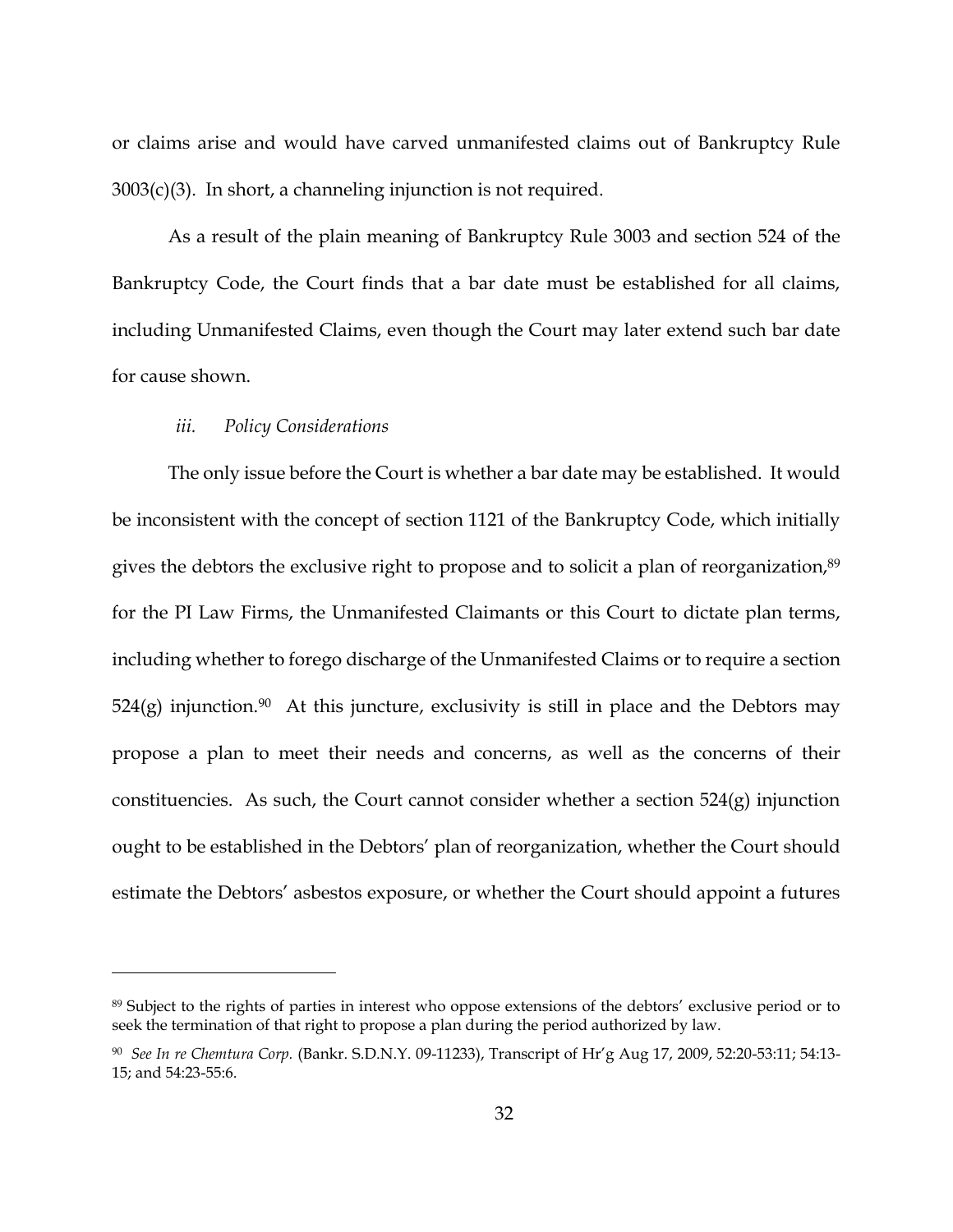or claims arise and would have carved unmanifested claims out of Bankruptcy Rule 3003(c)(3). In short, a channeling injunction is not required.

As a result of the plain meaning of Bankruptcy Rule 3003 and section 524 of the Bankruptcy Code, the Court finds that a bar date must be established for all claims, including Unmanifested Claims, even though the Court may later extend such bar date for cause shown.

*iii. Policy Considerations*

The only issue before the Court is whether a bar date may be established. It would be inconsistent with the concept of section 1121 of the Bankruptcy Code, which initially gives the debtors the exclusive right to propose and to solicit a plan of reorganization,[89] for the PI Law Firms, the Unmanifested Claimants or this Court to dictate plan terms, including whether to forego discharge of the Unmanifested Claims or to require a section 524(g) injunction.[90] At this juncture, exclusivity is still in place and the Debtors may propose a plan to meet their needs and concerns, as well as the concerns of their constituencies. As such, the Court cannot consider whether a section 524(g) injunction ought to be established in the Debtors' plan of reorganization, whether the Court should estimate the Debtors' asbestos exposure, or whether the Court should appoint a futures

---

[89] Subject to the rights of parties in interest who oppose extensions of the debtors' exclusive period or to seek the termination of that right to propose a plan during the period authorized by law.

[90] *See In re Chemtura Corp.* (Bankr. S.D.N.Y. 09-11233), Transcript of Hr'g Aug 17, 2009, 52:20-53:11; 54:13-15; and 54:23-55:6.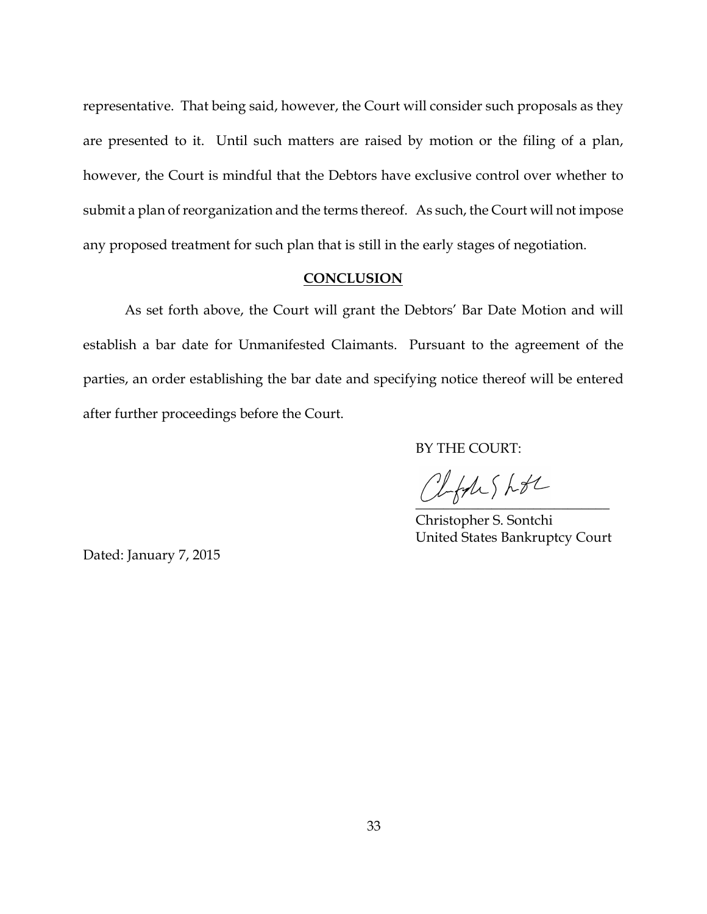representative. That being said, however, the Court will consider such proposals as they are presented to it. Until such matters are raised by motion or the filing of a plan, however, the Court is mindful that the Debtors have exclusive control over whether to submit a plan of reorganization and the terms thereof. As such, the Court will not impose any proposed treatment for such plan that is still in the early stages of negotiation.

## CONCLUSION

As set forth above, the Court will grant the Debtors' Bar Date Motion and will establish a bar date for Unmanifested Claimants. Pursuant to the agreement of the parties, an order establishing the bar date and specifying notice thereof will be entered after further proceedings before the Court.

BY THE COURT:

\_\_\_\_\_\_\_\_\_\_\_\_\_\_\_\_\_\_\_\_\_\_\_\_\_\_\_\_\_\_
Christopher S. Sontchi
United States Bankruptcy Court

Dated: January 7, 2015